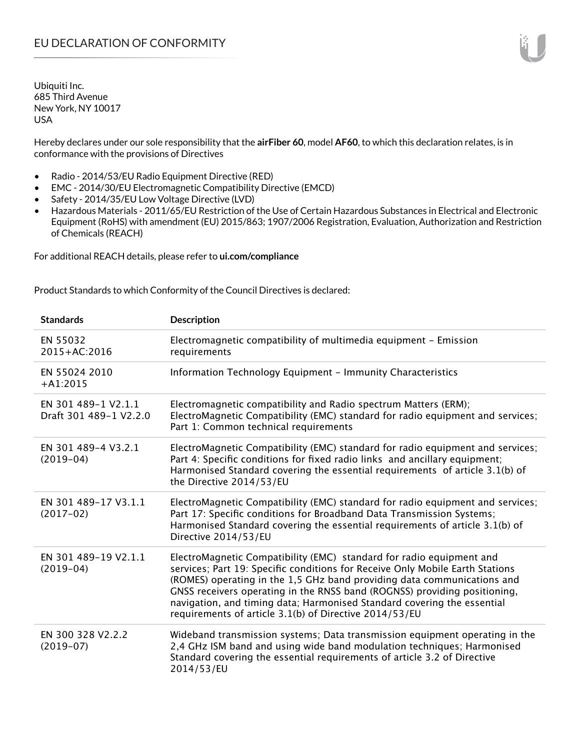# EU DECLARATION OF CONFORMITY

Ubiquiti Inc.
685 Third Avenue
New York, NY 10017
USA

Hereby declares under our sole responsibility that the **airFiber 60**, model **AF60**, to which this declaration relates, is in conformance with the provisions of Directives

- Radio - 2014/53/EU Radio Equipment Directive (RED)
- EMC - 2014/30/EU Electromagnetic Compatibility Directive (EMCD)
- Safety - 2014/35/EU Low Voltage Directive (LVD)
- Hazardous Materials - 2011/65/EU Restriction of the Use of Certain Hazardous Substances in Electrical and Electronic Equipment (RoHS) with amendment (EU) 2015/863; 1907/2006 Registration, Evaluation, Authorization and Restriction of Chemicals (REACH)

For additional REACH details, please refer to **ui.com/compliance**

Product Standards to which Conformity of the Council Directives is declared:

| Standards | Description |
|---|---|
| EN 55032 2015+AC:2016 | Electromagnetic compatibility of multimedia equipment – Emission requirements |
| EN 55024 2010 +A1:2015 | Information Technology Equipment – Immunity Characteristics |
| EN 301 489-1 V2.1.1 Draft 301 489-1 V2.2.0 | Electromagnetic compatibility and Radio spectrum Matters (ERM); ElectroMagnetic Compatibility (EMC) standard for radio equipment and services; Part 1: Common technical requirements |
| EN 301 489-4 V3.2.1 (2019-04) | ElectroMagnetic Compatibility (EMC) standard for radio equipment and services; Part 4: Specific conditions for fixed radio links and ancillary equipment; Harmonised Standard covering the essential requirements of article 3.1(b) of the Directive 2014/53/EU |
| EN 301 489-17 V3.1.1 (2017-02) | ElectroMagnetic Compatibility (EMC) standard for radio equipment and services; Part 17: Specific conditions for Broadband Data Transmission Systems; Harmonised Standard covering the essential requirements of article 3.1(b) of Directive 2014/53/EU |
| EN 301 489-19 V2.1.1 (2019-04) | ElectroMagnetic Compatibility (EMC) standard for radio equipment and services; Part 19: Specific conditions for Receive Only Mobile Earth Stations (ROMES) operating in the 1,5 GHz band providing data communications and GNSS receivers operating in the RNSS band (ROGNSS) providing positioning, navigation, and timing data; Harmonised Standard covering the essential requirements of article 3.1(b) of Directive 2014/53/EU |
| EN 300 328 V2.2.2 (2019-07) | Wideband transmission systems; Data transmission equipment operating in the 2,4 GHz ISM band and using wide band modulation techniques; Harmonised Standard covering the essential requirements of article 3.2 of Directive 2014/53/EU |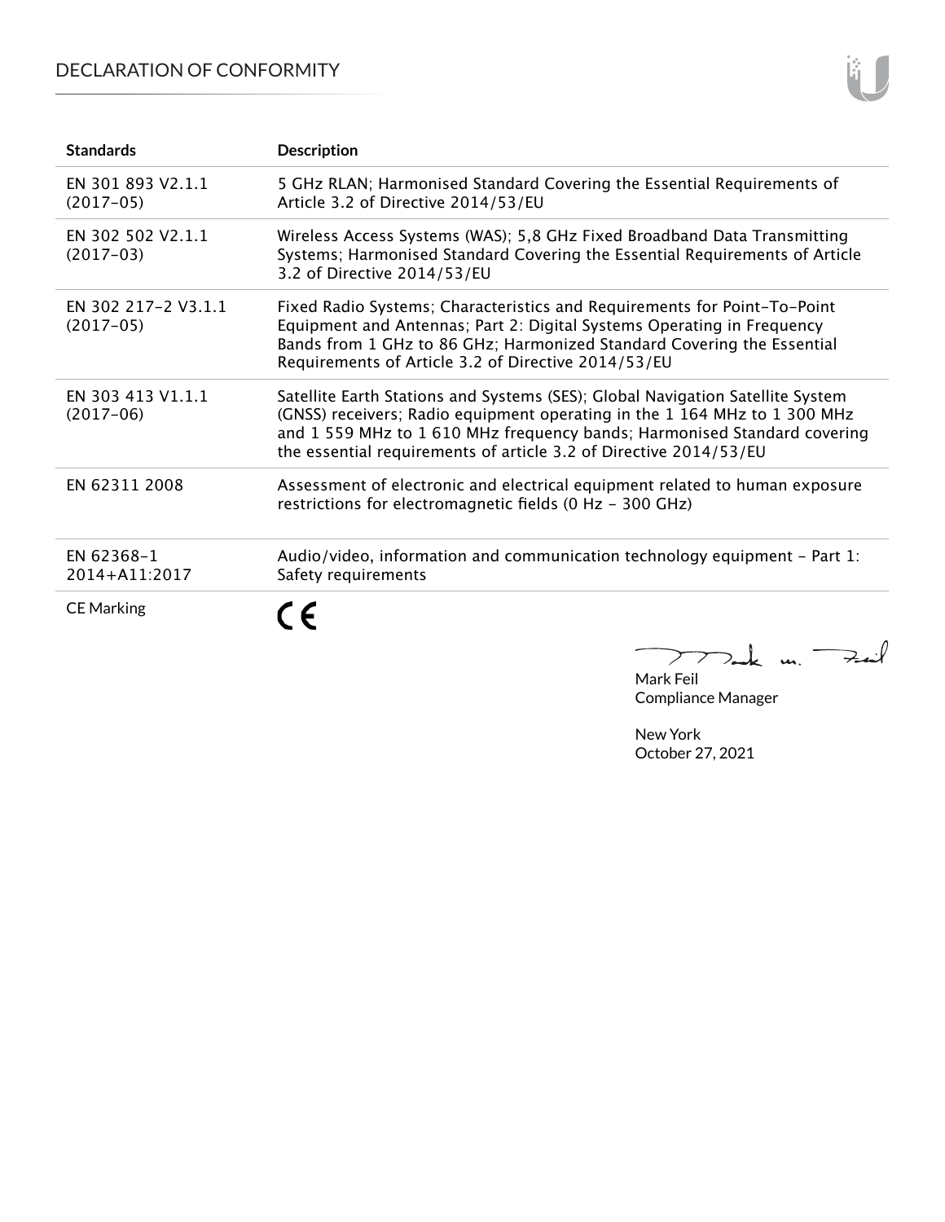| Standards | Description |
|---|---|
| EN 301 893 V2.1.1 (2017-05) | 5 GHz RLAN; Harmonised Standard Covering the Essential Requirements of Article 3.2 of Directive 2014/53/EU |
| EN 302 502 V2.1.1 (2017-03) | Wireless Access Systems (WAS); 5,8 GHz Fixed Broadband Data Transmitting Systems; Harmonised Standard Covering the Essential Requirements of Article 3.2 of Directive 2014/53/EU |
| EN 302 217-2 V3.1.1 (2017-05) | Fixed Radio Systems; Characteristics and Requirements for Point-To-Point Equipment and Antennas; Part 2: Digital Systems Operating in Frequency Bands from 1 GHz to 86 GHz; Harmonized Standard Covering the Essential Requirements of Article 3.2 of Directive 2014/53/EU |
| EN 303 413 V1.1.1 (2017-06) | Satellite Earth Stations and Systems (SES); Global Navigation Satellite System (GNSS) receivers; Radio equipment operating in the 1 164 MHz to 1 300 MHz and 1 559 MHz to 1 610 MHz frequency bands; Harmonised Standard covering the essential requirements of article 3.2 of Directive 2014/53/EU |
| EN 62311 2008 | Assessment of electronic and electrical equipment related to human exposure restrictions for electromagnetic fields (0 Hz - 300 GHz) |
| EN 62368-1 2014+A11:2017 | Audio/video, information and communication technology equipment - Part 1: Safety requirements |
| CE Marking | CE |

Mark Feil
Compliance Manager

New York
October 27, 2021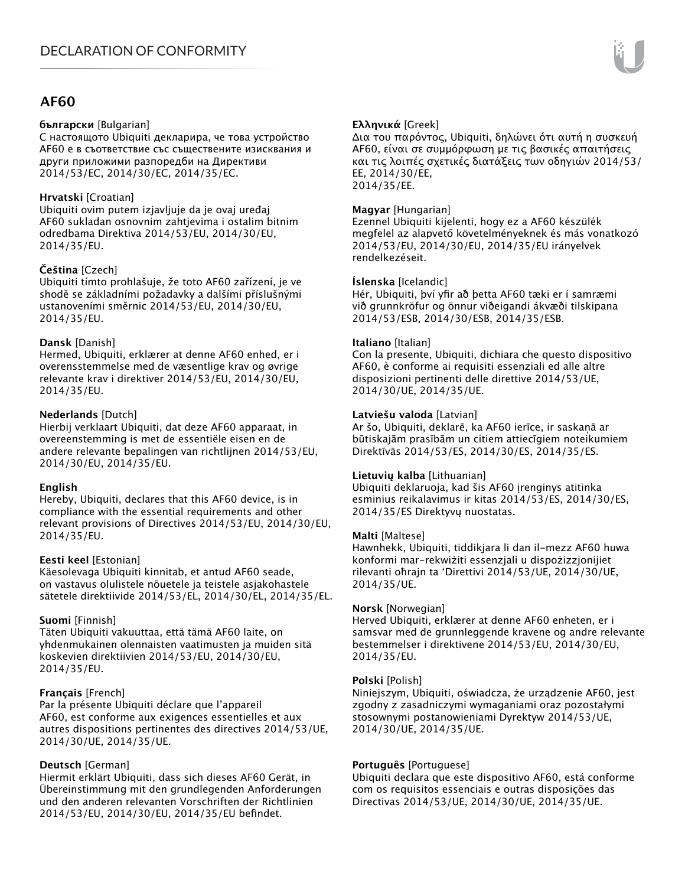# AF60

**български** [Bulgarian]
С настоящото Ubiquiti декларира, че това устройство AF60 е в съответствие със съществените изисквания и други приложими разпоредби на Директиви 2014/53/ЕС, 2014/30/ЕС, 2014/35/ЕС.

**Hrvatski** [Croatian]
Ubiquiti ovim putem izjavljuje da je ovaj uređaj AF60 sukladan osnovnim zahtjevima i ostalim bitnim odredbama Direktiva 2014/53/EU, 2014/30/EU, 2014/35/EU.

**Čeština** [Czech]
Ubiquiti tímto prohlašuje, že toto AF60 zařízení, je ve shodě se základními požadavky a dalšími příslušnými ustanoveními směrnic 2014/53/EU, 2014/30/EU, 2014/35/EU.

**Dansk** [Danish]
Hermed, Ubiquiti, erklærer at denne AF60 enhed, er i overensstemmelse med de væsentlige krav og øvrige relevante krav i direktiver 2014/53/EU, 2014/30/EU, 2014/35/EU.

**Nederlands** [Dutch]
Hierbij verklaart Ubiquiti, dat deze AF60 apparaat, in overeenstemming is met de essentiële eisen en de andere relevante bepalingen van richtlijnen 2014/53/EU, 2014/30/EU, 2014/35/EU.

**English**
Hereby, Ubiquiti, declares that this AF60 device, is in compliance with the essential requirements and other relevant provisions of Directives 2014/53/EU, 2014/30/EU, 2014/35/EU.

**Eesti keel** [Estonian]
Käesolevaga Ubiquiti kinnitab, et antud AF60 seade, on vastavus olulistele nõuetele ja teistele asjakohastele sätetele direktiivide 2014/53/EL, 2014/30/EL, 2014/35/EL.

**Suomi** [Finnish]
Täten Ubiquiti vakuuttaa, että tämä AF60 laite, on yhdenmukainen olennaisten vaatimusten ja muiden sitä koskevien direktiivien 2014/53/EU, 2014/30/EU, 2014/35/EU.

**Français** [French]
Par la présente Ubiquiti déclare que l'appareil AF60, est conforme aux exigences essentielles et aux autres dispositions pertinentes des directives 2014/53/UE, 2014/30/UE, 2014/35/UE.

**Deutsch** [German]
Hiermit erklärt Ubiquiti, dass sich dieses AF60 Gerät, in Übereinstimmung mit den grundlegenden Anforderungen und den anderen relevanten Vorschriften der Richtlinien 2014/53/EU, 2014/30/EU, 2014/35/EU befindet.

**Ελληνικά** [Greek]
Δια του παρόντος, Ubiquiti, δηλώνει ότι αυτή η συσκευή AF60, είναι σε συμμόρφωση με τις βασικές απαιτήσεις και τις λοιπές σχετικές διατάξεις των οδηγιών 2014/53/ΕΕ, 2014/30/ΕΕ, 2014/35/ΕΕ.

**Magyar** [Hungarian]
Ezennel Ubiquiti kijelenti, hogy ez a AF60 készülék megfelel az alapvető követelményeknek és más vonatkozó 2014/53/EU, 2014/30/EU, 2014/35/EU irányelvek rendelkezéseit.

**Íslenska** [Icelandic]
Hér, Ubiquiti, því yfir að þetta AF60 tæki er í samræmi við grunnkröfur og önnur viðeigandi ákvæði tilskipana 2014/53/ESB, 2014/30/ESB, 2014/35/ESB.

**Italiano** [Italian]
Con la presente, Ubiquiti, dichiara che questo dispositivo AF60, è conforme ai requisiti essenziali ed alle altre disposizioni pertinenti delle direttive 2014/53/UE, 2014/30/UE, 2014/35/UE.

**Latviešu valoda** [Latvian]
Ar šo, Ubiquiti, deklarē, ka AF60 ierīce, ir saskaņā ar būtiskajām prasībām un citiem attiecīgiem noteikumiem Direktīvās 2014/53/ES, 2014/30/ES, 2014/35/ES.

**Lietuvių kalba** [Lithuanian]
Ubiquiti deklaruoja, kad šis AF60 įrenginys atitinka esminius reikalavimus ir kitas 2014/53/ES, 2014/30/ES, 2014/35/ES Direktyvų nuostatas.

**Malti** [Maltese]
Hawnhekk, Ubiquiti, tiddikjara li dan il-mezz AF60 huwa konformi mar-rekwiżiti essenzjali u dispożizzjonijiet rilevanti oħrajn ta 'Direttivi 2014/53/UE, 2014/30/UE, 2014/35/UE.

**Norsk** [Norwegian]
Herved Ubiquiti, erklærer at denne AF60 enheten, er i samsvar med de grunnleggende kravene og andre relevante bestemmelser i direktivene 2014/53/EU, 2014/30/EU, 2014/35/EU.

**Polski** [Polish]
Niniejszym, Ubiquiti, oświadcza, że urządzenie AF60, jest zgodny z zasadniczymi wymaganiami oraz pozostałymi stosownymi postanowieniami Dyrektyw 2014/53/UE, 2014/30/UE, 2014/35/UE.

**Português** [Portuguese]
Ubiquiti declara que este dispositivo AF60, está conforme com os requisitos essenciais e outras disposições das Directivas 2014/53/UE, 2014/30/UE, 2014/35/UE.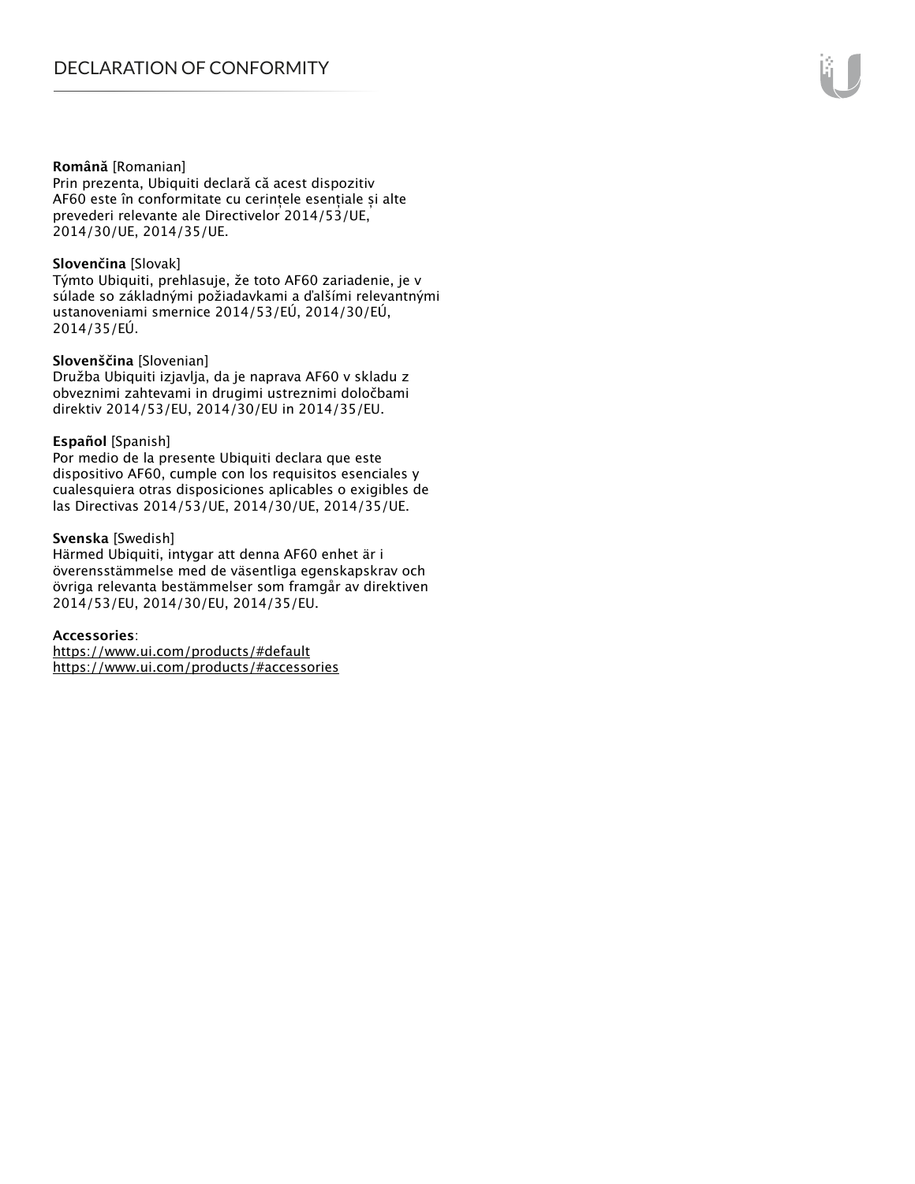**Română** [Romanian]
Prin prezenta, Ubiquiti declară că acest dispozitiv AF60 este în conformitate cu cerințele esențiale și alte prevederi relevante ale Directivelor 2014/53/UE, 2014/30/UE, 2014/35/UE.

**Slovenčina** [Slovak]
Týmto Ubiquiti, prehlasuje, že toto AF60 zariadenie, je v súlade so základnými požiadavkami a ďalšími relevantnými ustanoveniami smernice 2014/53/EÚ, 2014/30/EÚ, 2014/35/EÚ.

**Slovenščina** [Slovenian]
Družba Ubiquiti izjavlja, da je naprava AF60 v skladu z obveznimi zahtevami in drugimi ustreznimi določbami direktiv 2014/53/EU, 2014/30/EU in 2014/35/EU.

**Español** [Spanish]
Por medio de la presente Ubiquiti declara que este dispositivo AF60, cumple con los requisitos esenciales y cualesquiera otras disposiciones aplicables o exigibles de las Directivas 2014/53/UE, 2014/30/UE, 2014/35/UE.

**Svenska** [Swedish]
Härmed Ubiquiti, intygar att denna AF60 enhet är i överensstämmelse med de väsentliga egenskapskrav och övriga relevanta bestämmelser som framgår av direktiven 2014/53/EU, 2014/30/EU, 2014/35/EU.

**Accessories**:
https://www.ui.com/products/#default
https://www.ui.com/products/#accessories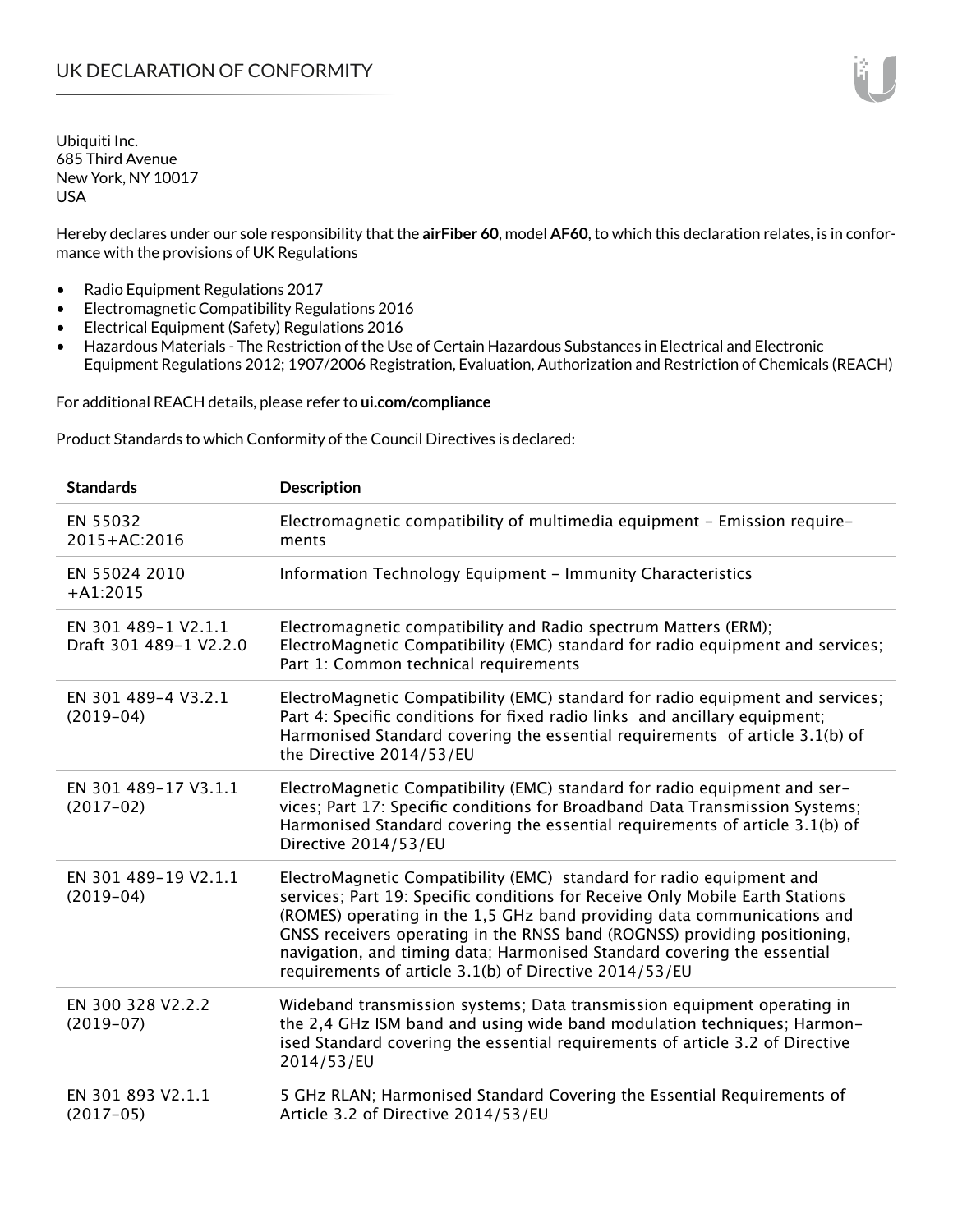# UK DECLARATION OF CONFORMITY

Ubiquiti Inc.
685 Third Avenue
New York, NY 10017
USA

Hereby declares under our sole responsibility that the **airFiber 60**, model **AF60**, to which this declaration relates, is in conformance with the provisions of UK Regulations

- Radio Equipment Regulations 2017
- Electromagnetic Compatibility Regulations 2016
- Electrical Equipment (Safety) Regulations 2016
- Hazardous Materials - The Restriction of the Use of Certain Hazardous Substances in Electrical and Electronic Equipment Regulations 2012; 1907/2006 Registration, Evaluation, Authorization and Restriction of Chemicals (REACH)

For additional REACH details, please refer to **ui.com/compliance**

Product Standards to which Conformity of the Council Directives is declared:

| Standards | Description |
|---|---|
| EN 55032 2015+AC:2016 | Electromagnetic compatibility of multimedia equipment – Emission requirements |
| EN 55024 2010 +A1:2015 | Information Technology Equipment – Immunity Characteristics |
| EN 301 489-1 V2.1.1 Draft 301 489-1 V2.2.0 | Electromagnetic compatibility and Radio spectrum Matters (ERM); ElectroMagnetic Compatibility (EMC) standard for radio equipment and services; Part 1: Common technical requirements |
| EN 301 489-4 V3.2.1 (2019-04) | ElectroMagnetic Compatibility (EMC) standard for radio equipment and services; Part 4: Specific conditions for fixed radio links and ancillary equipment; Harmonised Standard covering the essential requirements of article 3.1(b) of the Directive 2014/53/EU |
| EN 301 489-17 V3.1.1 (2017-02) | ElectroMagnetic Compatibility (EMC) standard for radio equipment and services; Part 17: Specific conditions for Broadband Data Transmission Systems; Harmonised Standard covering the essential requirements of article 3.1(b) of Directive 2014/53/EU |
| EN 301 489-19 V2.1.1 (2019-04) | ElectroMagnetic Compatibility (EMC) standard for radio equipment and services; Part 19: Specific conditions for Receive Only Mobile Earth Stations (ROMES) operating in the 1,5 GHz band providing data communications and GNSS receivers operating in the RNSS band (ROGNSS) providing positioning, navigation, and timing data; Harmonised Standard covering the essential requirements of article 3.1(b) of Directive 2014/53/EU |
| EN 300 328 V2.2.2 (2019-07) | Wideband transmission systems; Data transmission equipment operating in the 2,4 GHz ISM band and using wide band modulation techniques; Harmonised Standard covering the essential requirements of article 3.2 of Directive 2014/53/EU |
| EN 301 893 V2.1.1 (2017-05) | 5 GHz RLAN; Harmonised Standard Covering the Essential Requirements of Article 3.2 of Directive 2014/53/EU |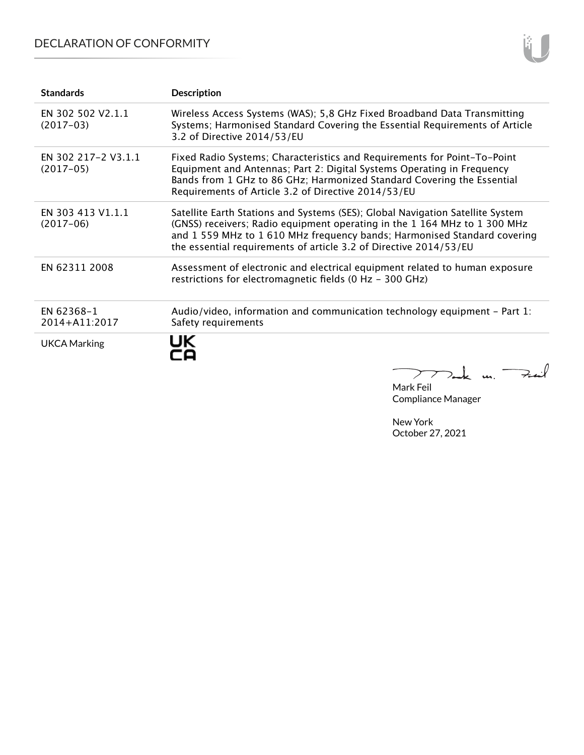| Standards | Description |
| --- | --- |
| EN 302 502 V2.1.1 (2017-03) | Wireless Access Systems (WAS); 5,8 GHz Fixed Broadband Data Transmitting Systems; Harmonised Standard Covering the Essential Requirements of Article 3.2 of Directive 2014/53/EU |
| EN 302 217-2 V3.1.1 (2017-05) | Fixed Radio Systems; Characteristics and Requirements for Point-To-Point Equipment and Antennas; Part 2: Digital Systems Operating in Frequency Bands from 1 GHz to 86 GHz; Harmonized Standard Covering the Essential Requirements of Article 3.2 of Directive 2014/53/EU |
| EN 303 413 V1.1.1 (2017-06) | Satellite Earth Stations and Systems (SES); Global Navigation Satellite System (GNSS) receivers; Radio equipment operating in the 1 164 MHz to 1 300 MHz and 1 559 MHz to 1 610 MHz frequency bands; Harmonised Standard covering the essential requirements of article 3.2 of Directive 2014/53/EU |
| EN 62311 2008 | Assessment of electronic and electrical equipment related to human exposure restrictions for electromagnetic fields (0 Hz - 300 GHz) |
| EN 62368-1 2014+A11:2017 | Audio/video, information and communication technology equipment - Part 1: Safety requirements |
| UKCA Marking | UK CA |

Mark Feil
Compliance Manager

New York
October 27, 2021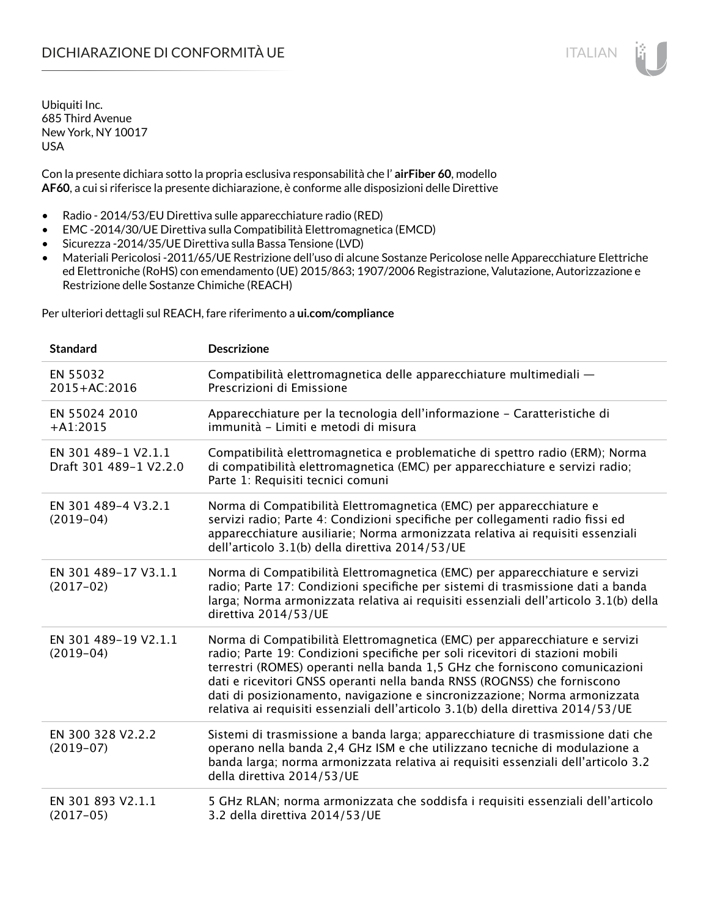# DICHIARAZIONE DI CONFORMITÀ UE

Ubiquiti Inc.
685 Third Avenue
New York, NY 10017
USA

Con la presente dichiara sotto la propria esclusiva responsabilità che l' **airFiber 60**, modello **AF60**, a cui si riferisce la presente dichiarazione, è conforme alle disposizioni delle Direttive

- Radio - 2014/53/EU Direttiva sulle apparecchiature radio (RED)
- EMC -2014/30/UE Direttiva sulla Compatibilità Elettromagnetica (EMCD)
- Sicurezza -2014/35/UE Direttiva sulla Bassa Tensione (LVD)
- Materiali Pericolosi -2011/65/UE Restrizione dell'uso di alcune Sostanze Pericolose nelle Apparecchiature Elettriche ed Elettroniche (RoHS) con emendamento (UE) 2015/863; 1907/2006 Registrazione, Valutazione, Autorizzazione e Restrizione delle Sostanze Chimiche (REACH)

Per ulteriori dettagli sul REACH, fare riferimento a **ui.com/compliance**

| Standard | Descrizione |
|---|---|
| EN 55032 2015+AC:2016 | Compatibilità elettromagnetica delle apparecchiature multimediali — Prescrizioni di Emissione |
| EN 55024 2010 +A1:2015 | Apparecchiature per la tecnologia dell'informazione – Caratteristiche di immunità – Limiti e metodi di misura |
| EN 301 489-1 V2.1.1 Draft 301 489-1 V2.2.0 | Compatibilità elettromagnetica e problematiche di spettro radio (ERM); Norma di compatibilità elettromagnetica (EMC) per apparecchiature e servizi radio; Parte 1: Requisiti tecnici comuni |
| EN 301 489-4 V3.2.1 (2019-04) | Norma di Compatibilità Elettromagnetica (EMC) per apparecchiature e servizi radio; Parte 4: Condizioni specifiche per collegamenti radio fissi ed apparecchiature ausiliarie; Norma armonizzata relativa ai requisiti essenziali dell'articolo 3.1(b) della direttiva 2014/53/UE |
| EN 301 489-17 V3.1.1 (2017-02) | Norma di Compatibilità Elettromagnetica (EMC) per apparecchiature e servizi radio; Parte 17: Condizioni specifiche per sistemi di trasmissione dati a banda larga; Norma armonizzata relativa ai requisiti essenziali dell'articolo 3.1(b) della direttiva 2014/53/UE |
| EN 301 489-19 V2.1.1 (2019-04) | Norma di Compatibilità Elettromagnetica (EMC) per apparecchiature e servizi radio; Parte 19: Condizioni specifiche per soli ricevitori di stazioni mobili terrestri (ROMES) operanti nella banda 1,5 GHz che forniscono comunicazioni dati e ricevitori GNSS operanti nella banda RNSS (ROGNSS) che forniscono dati di posizionamento, navigazione e sincronizzazione; Norma armonizzata relativa ai requisiti essenziali dell'articolo 3.1(b) della direttiva 2014/53/UE |
| EN 300 328 V2.2.2 (2019-07) | Sistemi di trasmissione a banda larga; apparecchiature di trasmissione dati che operano nella banda 2,4 GHz ISM e che utilizzano tecniche di modulazione a banda larga; norma armonizzata relativa ai requisiti essenziali dell'articolo 3.2 della direttiva 2014/53/UE |
| EN 301 893 V2.1.1 (2017-05) | 5 GHz RLAN; norma armonizzata che soddisfa i requisiti essenziali dell'articolo 3.2 della direttiva 2014/53/UE |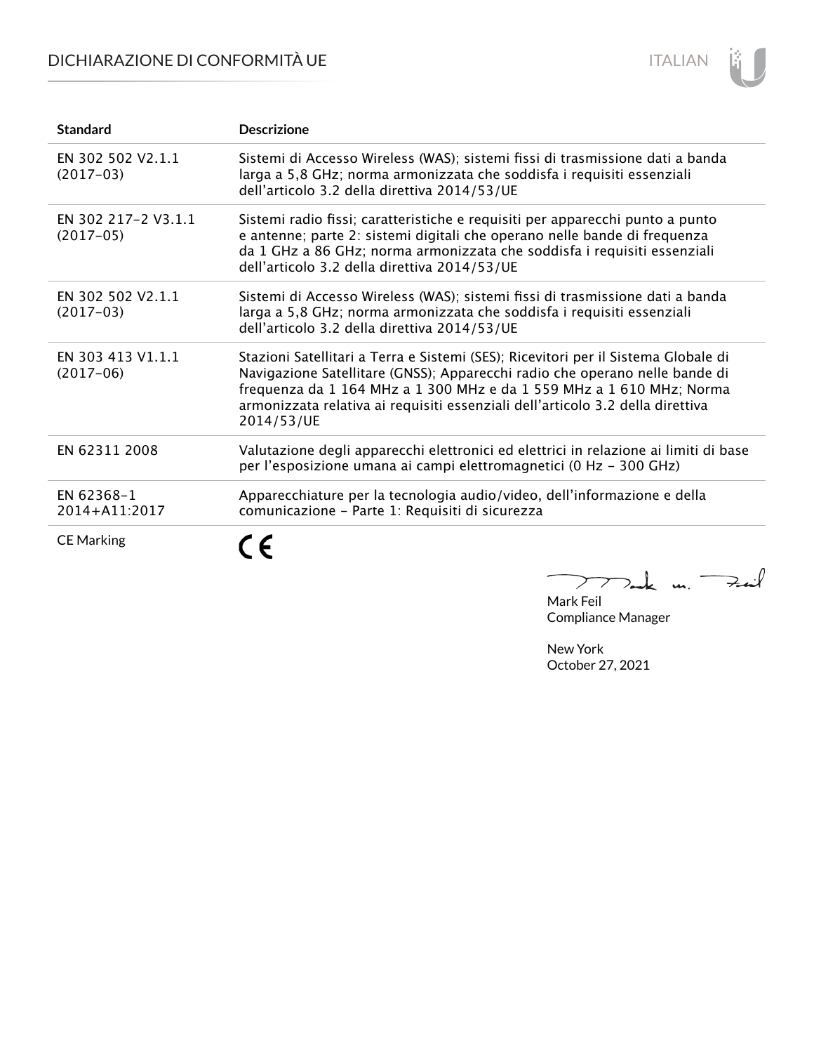# DICHIARAZIONE DI CONFORMITÀ UE

| Standard | Descrizione |
| --- | --- |
| EN 302 502 V2.1.1 (2017-03) | Sistemi di Accesso Wireless (WAS); sistemi fissi di trasmissione dati a banda larga a 5,8 GHz; norma armonizzata che soddisfa i requisiti essenziali dell'articolo 3.2 della direttiva 2014/53/UE |
| EN 302 217-2 V3.1.1 (2017-05) | Sistemi radio fissi; caratteristiche e requisiti per apparecchi punto a punto e antenne; parte 2: sistemi digitali che operano nelle bande di frequenza da 1 GHz a 86 GHz; norma armonizzata che soddisfa i requisiti essenziali dell'articolo 3.2 della direttiva 2014/53/UE |
| EN 302 502 V2.1.1 (2017-03) | Sistemi di Accesso Wireless (WAS); sistemi fissi di trasmissione dati a banda larga a 5,8 GHz; norma armonizzata che soddisfa i requisiti essenziali dell'articolo 3.2 della direttiva 2014/53/UE |
| EN 303 413 V1.1.1 (2017-06) | Stazioni Satellitari a Terra e Sistemi (SES); Ricevitori per il Sistema Globale di Navigazione Satellitare (GNSS); Apparecchi radio che operano nelle bande di frequenza da 1 164 MHz a 1 300 MHz e da 1 559 MHz a 1 610 MHz; Norma armonizzata relativa ai requisiti essenziali dell'articolo 3.2 della direttiva 2014/53/UE |
| EN 62311 2008 | Valutazione degli apparecchi elettronici ed elettrici in relazione ai limiti di base per l'esposizione umana ai campi elettromagnetici (0 Hz - 300 GHz) |
| EN 62368-1 2014+A11:2017 | Apparecchiature per la tecnologia audio/video, dell'informazione e della comunicazione - Parte 1: Requisiti di sicurezza |
| CE Marking | CE |

Mark Feil
Compliance Manager

New York
October 27, 2021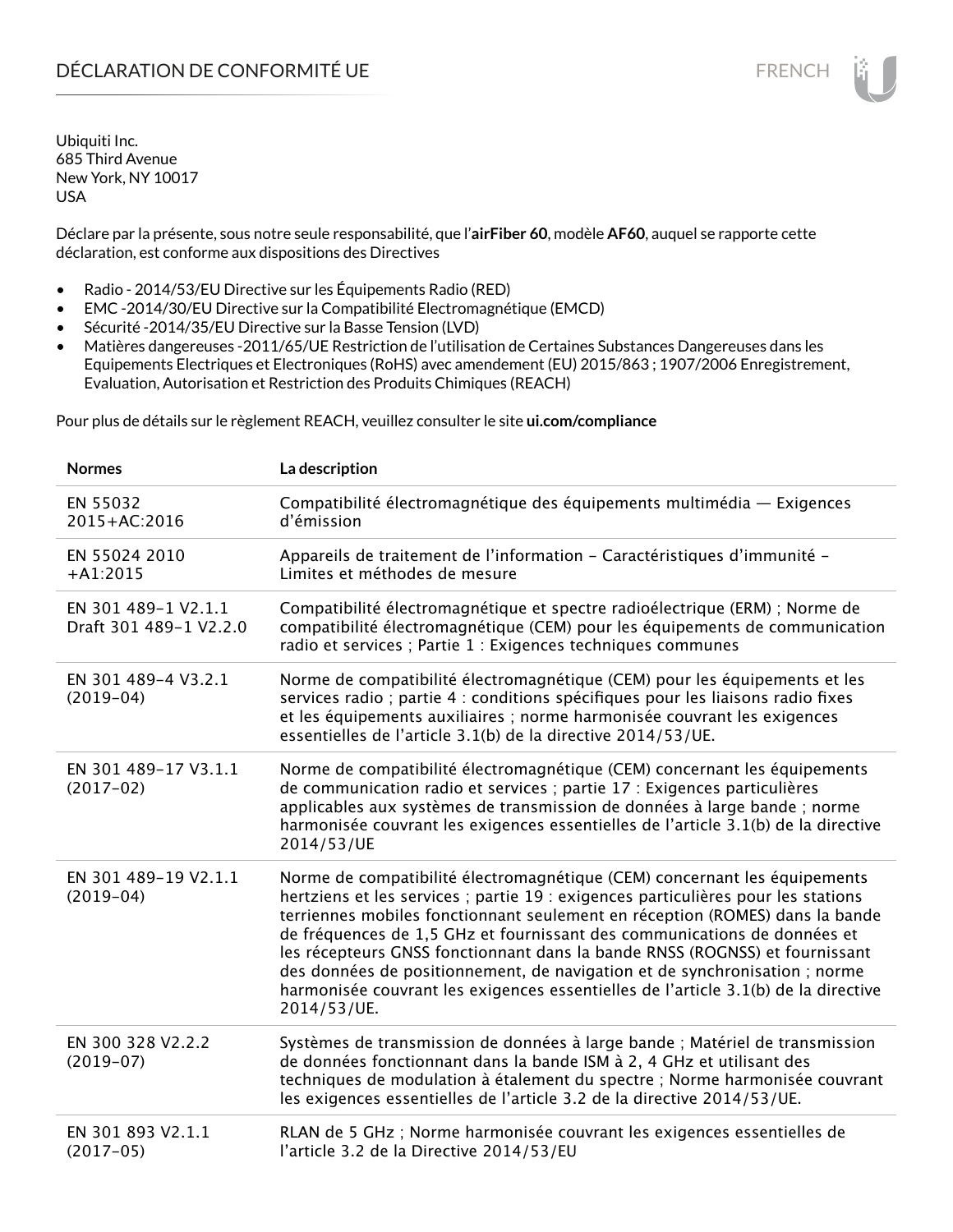# DÉCLARATION DE CONFORMITÉ UE

Ubiquiti Inc.
685 Third Avenue
New York, NY 10017
USA

Déclare par la présente, sous notre seule responsabilité, que l'**airFiber 60**, modèle **AF60**, auquel se rapporte cette déclaration, est conforme aux dispositions des Directives

- Radio - 2014/53/EU Directive sur les Équipements Radio (RED)
- EMC -2014/30/EU Directive sur la Compatibilité Electromagnétique (EMCD)
- Sécurité -2014/35/EU Directive sur la Basse Tension (LVD)
- Matières dangereuses -2011/65/UE Restriction de l'utilisation de Certaines Substances Dangereuses dans les Equipements Electriques et Electroniques (RoHS) avec amendement (EU) 2015/863 ; 1907/2006 Enregistrement, Evaluation, Autorisation et Restriction des Produits Chimiques (REACH)

Pour plus de détails sur le règlement REACH, veuillez consulter le site **ui.com/compliance**

| Normes | La description |
| --- | --- |
| EN 55032 2015+AC:2016 | Compatibilité électromagnétique des équipements multimédia — Exigences d'émission |
| EN 55024 2010 +A1:2015 | Appareils de traitement de l'information – Caractéristiques d'immunité – Limites et méthodes de mesure |
| EN 301 489-1 V2.1.1 Draft 301 489-1 V2.2.0 | Compatibilité électromagnétique et spectre radioélectrique (ERM) ; Norme de compatibilité électromagnétique (CEM) pour les équipements de communication radio et services ; Partie 1 : Exigences techniques communes |
| EN 301 489-4 V3.2.1 (2019-04) | Norme de compatibilité électromagnétique (CEM) pour les équipements et les services radio ; partie 4 : conditions spécifiques pour les liaisons radio fixes et les équipements auxiliaires ; norme harmonisée couvrant les exigences essentielles de l'article 3.1(b) de la directive 2014/53/UE. |
| EN 301 489-17 V3.1.1 (2017-02) | Norme de compatibilité électromagnétique (CEM) concernant les équipements de communication radio et services ; partie 17 : Exigences particulières applicables aux systèmes de transmission de données à large bande ; norme harmonisée couvrant les exigences essentielles de l'article 3.1(b) de la directive 2014/53/UE |
| EN 301 489-19 V2.1.1 (2019-04) | Norme de compatibilité électromagnétique (CEM) concernant les équipements hertziens et les services ; partie 19 : exigences particulières pour les stations terriennes mobiles fonctionnant seulement en réception (ROMES) dans la bande de fréquences de 1,5 GHz et fournissant des communications de données et les récepteurs GNSS fonctionnant dans la bande RNSS (ROGNSS) et fournissant des données de positionnement, de navigation et de synchronisation ; norme harmonisée couvrant les exigences essentielles de l'article 3.1(b) de la directive 2014/53/UE. |
| EN 300 328 V2.2.2 (2019-07) | Systèmes de transmission de données à large bande ; Matériel de transmission de données fonctionnant dans la bande ISM à 2, 4 GHz et utilisant des techniques de modulation à étalement du spectre ; Norme harmonisée couvrant les exigences essentielles de l'article 3.2 de la directive 2014/53/UE. |
| EN 301 893 V2.1.1 (2017-05) | RLAN de 5 GHz ; Norme harmonisée couvrant les exigences essentielles de l'article 3.2 de la Directive 2014/53/EU |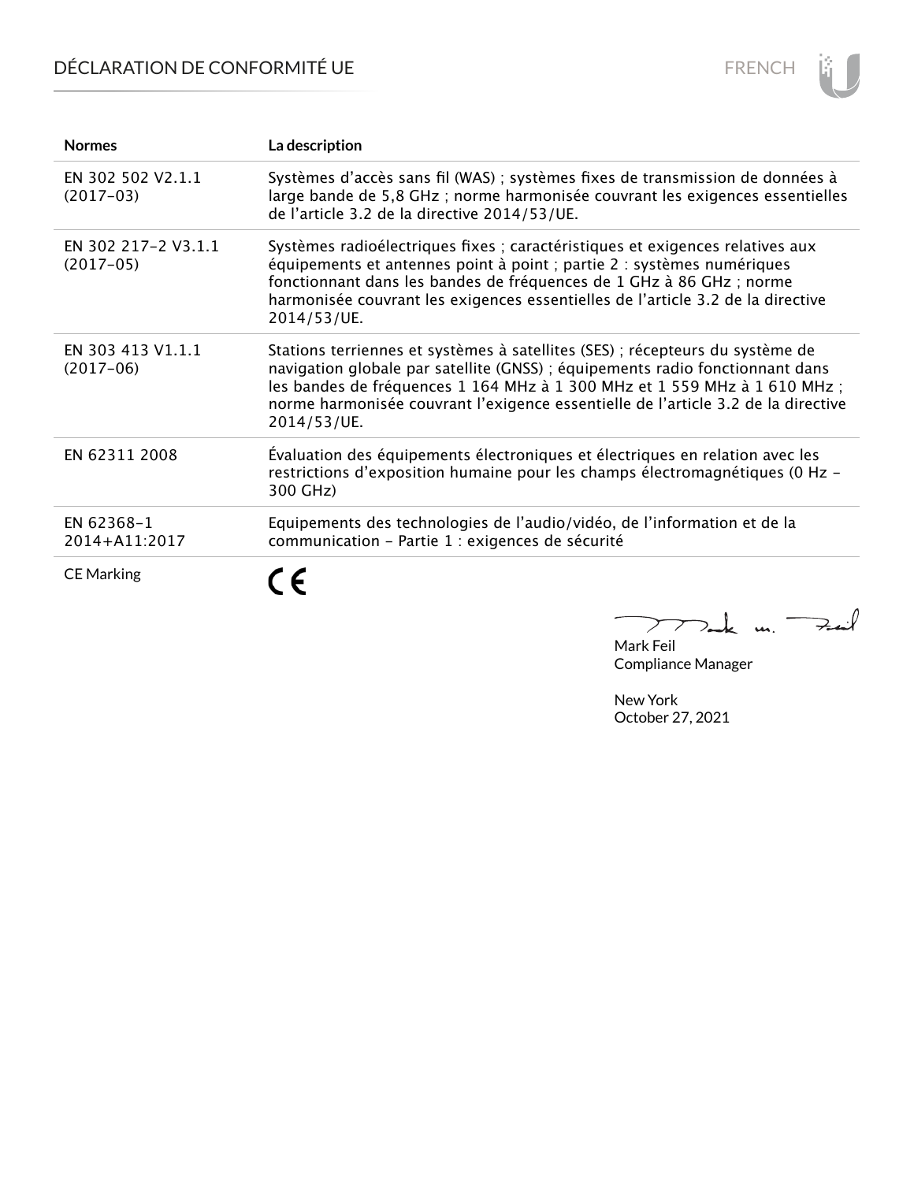| Normes | La description |
|---|---|
| EN 302 502 V2.1.1 (2017-03) | Systèmes d’accès sans fil (WAS) ; systèmes fixes de transmission de données à large bande de 5,8 GHz ; norme harmonisée couvrant les exigences essentielles de l’article 3.2 de la directive 2014/53/UE. |
| EN 302 217-2 V3.1.1 (2017-05) | Systèmes radioélectriques fixes ; caractéristiques et exigences relatives aux équipements et antennes point à point ; partie 2 : systèmes numériques fonctionnant dans les bandes de fréquences de 1 GHz à 86 GHz ; norme harmonisée couvrant les exigences essentielles de l’article 3.2 de la directive 2014/53/UE. |
| EN 303 413 V1.1.1 (2017-06) | Stations terriennes et systèmes à satellites (SES) ; récepteurs du système de navigation globale par satellite (GNSS) ; équipements radio fonctionnant dans les bandes de fréquences 1 164 MHz à 1 300 MHz et 1 559 MHz à 1 610 MHz ; norme harmonisée couvrant l’exigence essentielle de l’article 3.2 de la directive 2014/53/UE. |
| EN 62311 2008 | Évaluation des équipements électroniques et électriques en relation avec les restrictions d’exposition humaine pour les champs électromagnétiques (0 Hz - 300 GHz) |
| EN 62368-1 2014+A11:2017 | Equipements des technologies de l’audio/vidéo, de l’information et de la communication - Partie 1 : exigences de sécurité |
| CE Marking | CE |

Mark Feil
Compliance Manager

New York
October 27, 2021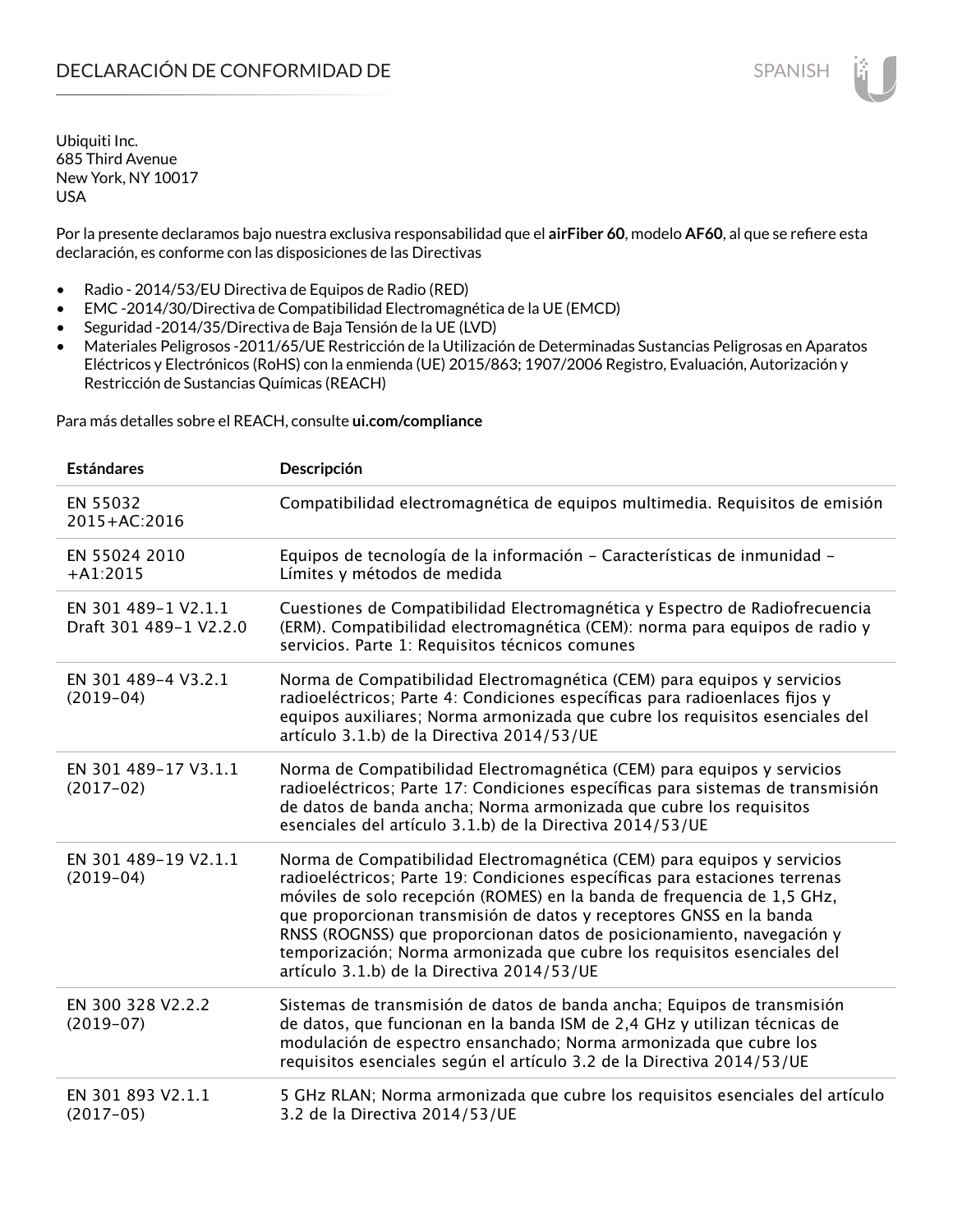# DECLARACIÓN DE CONFORMIDAD DE

Ubiquiti Inc.
685 Third Avenue
New York, NY 10017
USA

Por la presente declaramos bajo nuestra exclusiva responsabilidad que el **airFiber 60**, modelo **AF60**, al que se refiere esta declaración, es conforme con las disposiciones de las Directivas

- Radio - 2014/53/EU Directiva de Equipos de Radio (RED)
- EMC -2014/30/Directiva de Compatibilidad Electromagnética de la UE (EMCD)
- Seguridad -2014/35/Directiva de Baja Tensión de la UE (LVD)
- Materiales Peligrosos -2011/65/UE Restricción de la Utilización de Determinadas Sustancias Peligrosas en Aparatos Eléctricos y Electrónicos (RoHS) con la enmienda (UE) 2015/863; 1907/2006 Registro, Evaluación, Autorización y Restricción de Sustancias Químicas (REACH)

Para más detalles sobre el REACH, consulte **ui.com/compliance**

| **Estándares** | **Descripción** |
|---|---|
| EN 55032 2015+AC:2016 | Compatibilidad electromagnética de equipos multimedia. Requisitos de emisión |
| EN 55024 2010 +A1:2015 | Equipos de tecnología de la información – Características de inmunidad – Límites y métodos de medida |
| EN 301 489-1 V2.1.1 Draft 301 489-1 V2.2.0 | Cuestiones de Compatibilidad Electromagnética y Espectro de Radiofrecuencia (ERM). Compatibilidad electromagnética (CEM): norma para equipos de radio y servicios. Parte 1: Requisitos técnicos comunes |
| EN 301 489-4 V3.2.1 (2019-04) | Norma de Compatibilidad Electromagnética (CEM) para equipos y servicios radioeléctricos; Parte 4: Condiciones específicas para radioenlaces fijos y equipos auxiliares; Norma armonizada que cubre los requisitos esenciales del artículo 3.1.b) de la Directiva 2014/53/UE |
| EN 301 489-17 V3.1.1 (2017-02) | Norma de Compatibilidad Electromagnética (CEM) para equipos y servicios radioeléctricos; Parte 17: Condiciones específicas para sistemas de transmisión de datos de banda ancha; Norma armonizada que cubre los requisitos esenciales del artículo 3.1.b) de la Directiva 2014/53/UE |
| EN 301 489-19 V2.1.1 (2019-04) | Norma de Compatibilidad Electromagnética (CEM) para equipos y servicios radioeléctricos; Parte 19: Condiciones específicas para estaciones terrenas móviles de solo recepción (ROMES) en la banda de frequencia de 1,5 GHz, que proporcionan transmisión de datos y receptores GNSS en la banda RNSS (ROGNSS) que proporcionan datos de posicionamiento, navegación y temporización; Norma armonizada que cubre los requisitos esenciales del artículo 3.1.b) de la Directiva 2014/53/UE |
| EN 300 328 V2.2.2 (2019-07) | Sistemas de transmisión de datos de banda ancha; Equipos de transmisión de datos, que funcionan en la banda ISM de 2,4 GHz y utilizan técnicas de modulación de espectro ensanchado; Norma armonizada que cubre los requisitos esenciales según el artículo 3.2 de la Directiva 2014/53/UE |
| EN 301 893 V2.1.1 (2017-05) | 5 GHz RLAN; Norma armonizada que cubre los requisitos esenciales del artículo 3.2 de la Directiva 2014/53/UE |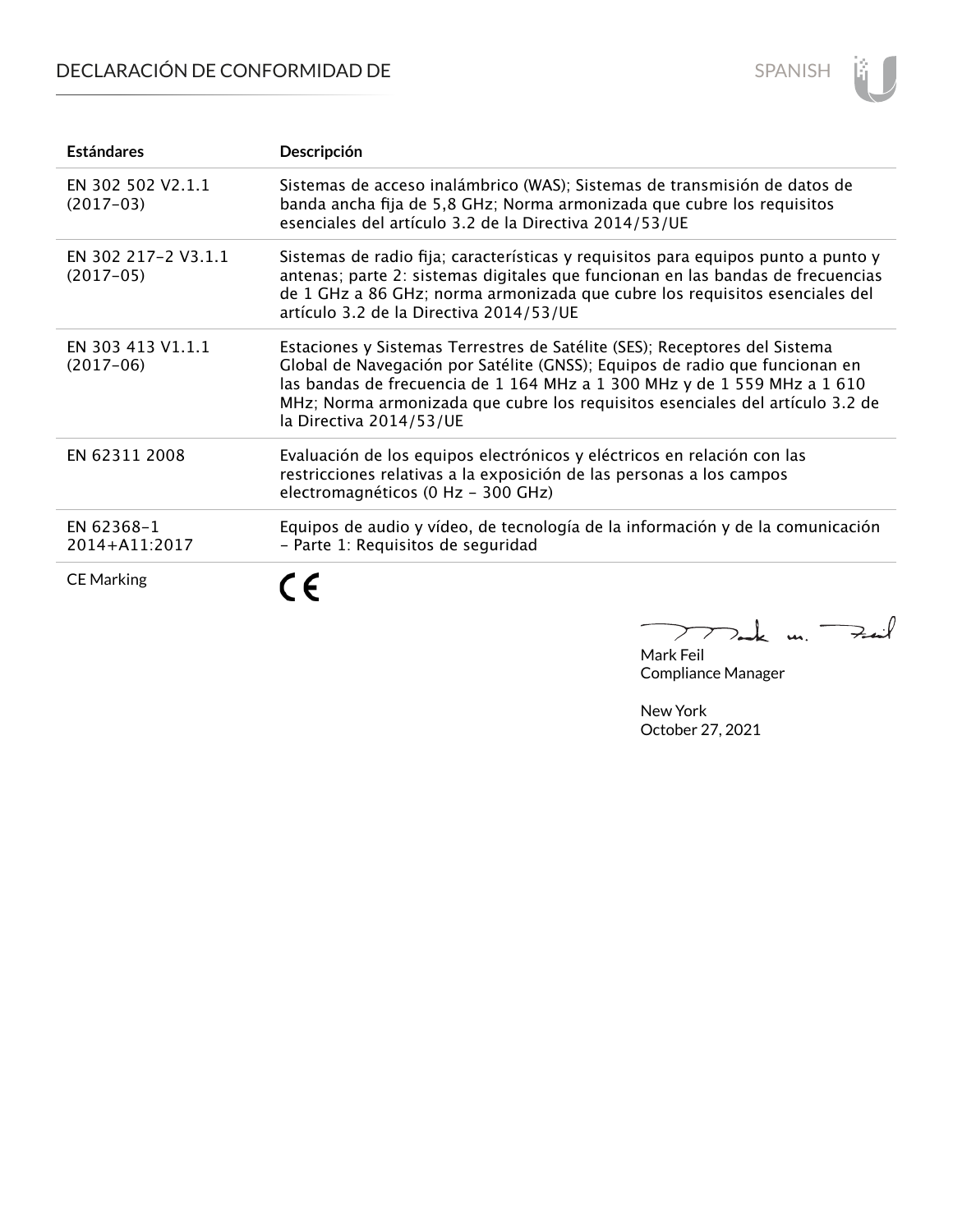# DECLARACIÓN DE CONFORMIDAD DE

| Estándares | Descripción |
|---|---|
| EN 302 502 V2.1.1 (2017-03) | Sistemas de acceso inalámbrico (WAS); Sistemas de transmisión de datos de banda ancha fija de 5,8 GHz; Norma armonizada que cubre los requisitos esenciales del artículo 3.2 de la Directiva 2014/53/UE |
| EN 302 217-2 V3.1.1 (2017-05) | Sistemas de radio fija; características y requisitos para equipos punto a punto y antenas; parte 2: sistemas digitales que funcionan en las bandas de frecuencias de 1 GHz a 86 GHz; norma armonizada que cubre los requisitos esenciales del artículo 3.2 de la Directiva 2014/53/UE |
| EN 303 413 V1.1.1 (2017-06) | Estaciones y Sistemas Terrestres de Satélite (SES); Receptores del Sistema Global de Navegación por Satélite (GNSS); Equipos de radio que funcionan en las bandas de frecuencia de 1 164 MHz a 1 300 MHz y de 1 559 MHz a 1 610 MHz; Norma armonizada que cubre los requisitos esenciales del artículo 3.2 de la Directiva 2014/53/UE |
| EN 62311 2008 | Evaluación de los equipos electrónicos y eléctricos en relación con las restricciones relativas a la exposición de las personas a los campos electromagnéticos (0 Hz - 300 GHz) |
| EN 62368-1 2014+A11:2017 | Equipos de audio y vídeo, de tecnología de la información y de la comunicación - Parte 1: Requisitos de seguridad |
| CE Marking | CE |

Mark Feil
Compliance Manager

New York
October 27, 2021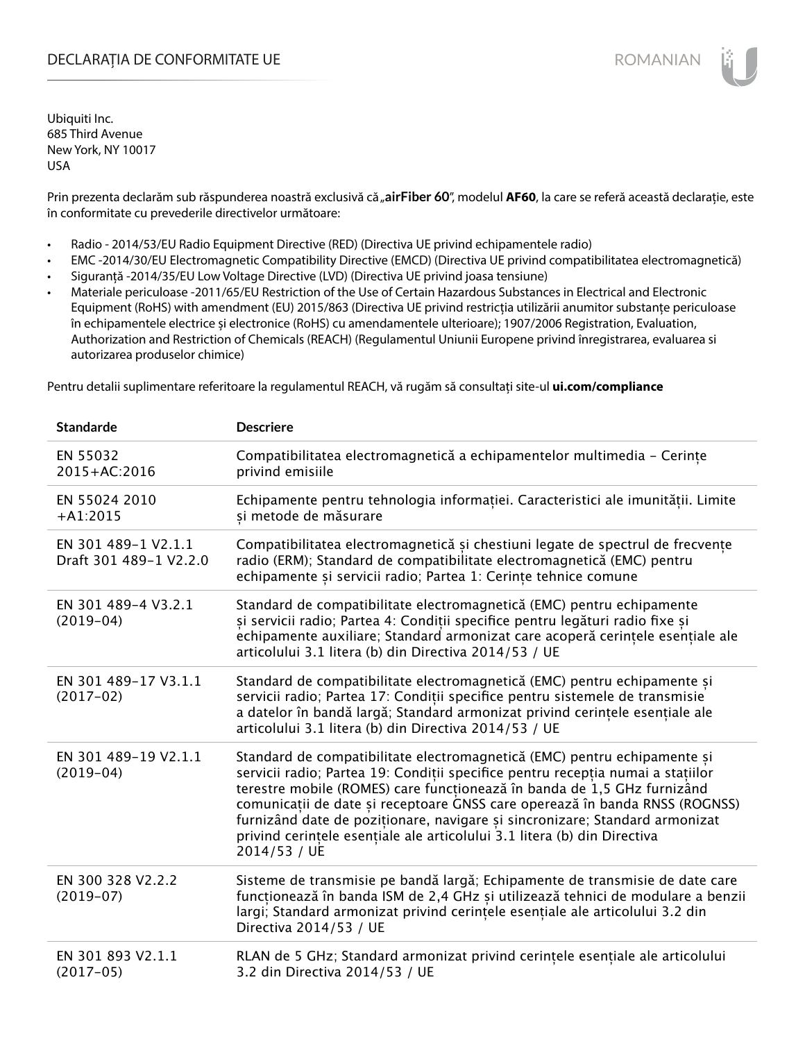# DECLARAȚIA DE CONFORMITATE UE

Ubiquiti Inc.
685 Third Avenue
New York, NY 10017
USA

Prin prezenta declarăm sub răspunderea noastră exclusivă că „**airFiber 60**", modelul **AF60**, la care se referă această declarație, este în conformitate cu prevederile directivelor următoare:

- Radio - 2014/53/EU Radio Equipment Directive (RED) (Directiva UE privind echipamentele radio)
- EMC -2014/30/EU Electromagnetic Compatibility Directive (EMCD) (Directiva UE privind compatibilitatea electromagnetică)
- Siguranță -2014/35/EU Low Voltage Directive (LVD) (Directiva UE privind joasa tensiune)
- Materiale periculoase -2011/65/EU Restriction of the Use of Certain Hazardous Substances in Electrical and Electronic Equipment (RoHS) with amendment (EU) 2015/863 (Directiva UE privind restricția utilizării anumitor substanțe periculoase în echipamentele electrice și electronice (RoHS) cu amendamentele ulterioare); 1907/2006 Registration, Evaluation, Authorization and Restriction of Chemicals (REACH) (Regulamentul Uniunii Europene privind înregistrarea, evaluarea si autorizarea produselor chimice)

Pentru detalii suplimentare referitoare la regulamentul REACH, vă rugăm să consultați site-ul **ui.com/compliance**

| Standarde | Descriere |
|---|---|
| EN 55032 2015+AC:2016 | Compatibilitatea electromagnetică a echipamentelor multimedia - Cerințe privind emisiile |
| EN 55024 2010 +A1:2015 | Echipamente pentru tehnologia informației. Caracteristici ale imunității. Limite și metode de măsurare |
| EN 301 489-1 V2.1.1 Draft 301 489-1 V2.2.0 | Compatibilitatea electromagnetică și chestiuni legate de spectrul de frecvențe radio (ERM); Standard de compatibilitate electromagnetică (EMC) pentru echipamente și servicii radio; Partea 1: Cerințe tehnice comune |
| EN 301 489-4 V3.2.1 (2019-04) | Standard de compatibilitate electromagnetică (EMC) pentru echipamente și servicii radio; Partea 4: Condiții specifice pentru legături radio fixe și echipamente auxiliare; Standard armonizat care acoperă cerințele esențiale ale articolului 3.1 litera (b) din Directiva 2014/53 / UE |
| EN 301 489-17 V3.1.1 (2017-02) | Standard de compatibilitate electromagnetică (EMC) pentru echipamente și servicii radio; Partea 17: Condiții specifice pentru sistemele de transmisie a datelor în bandă largă; Standard armonizat privind cerințele esențiale ale articolului 3.1 litera (b) din Directiva 2014/53 / UE |
| EN 301 489-19 V2.1.1 (2019-04) | Standard de compatibilitate electromagnetică (EMC) pentru echipamente și servicii radio; Partea 19: Condiții specifice pentru recepția numai a stațiilor terestre mobile (ROMES) care funcționează în banda de 1,5 GHz furnizând comunicații de date și receptoare GNSS care operează în banda RNSS (ROGNSS) furnizând date de poziționare, navigare și sincronizare; Standard armonizat privind cerințele esențiale ale articolului 3.1 litera (b) din Directiva 2014/53 / UE |
| EN 300 328 V2.2.2 (2019-07) | Sisteme de transmisie pe bandă largă; Echipamente de transmisie de date care funcționează în banda ISM de 2,4 GHz și utilizează tehnici de modulare a benzii largi; Standard armonizat privind cerințele esențiale ale articolului 3.2 din Directiva 2014/53 / UE |
| EN 301 893 V2.1.1 (2017-05) | RLAN de 5 GHz; Standard armonizat privind cerințele esențiale ale articolului 3.2 din Directiva 2014/53 / UE |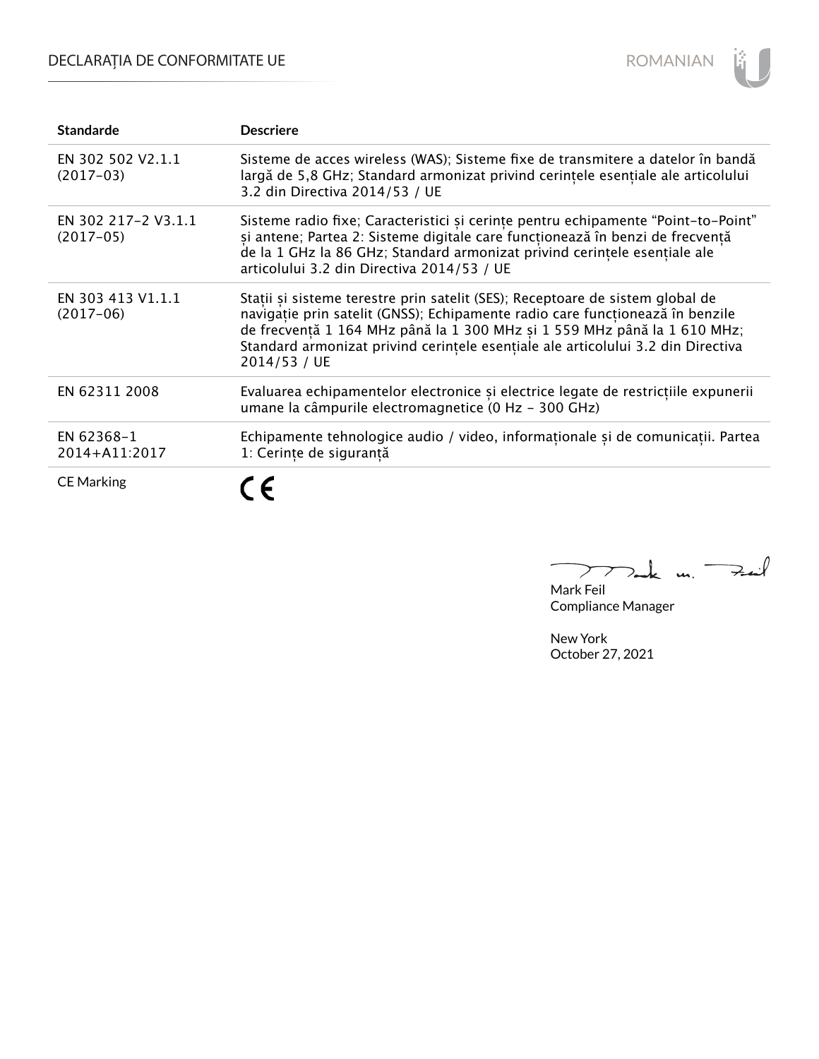| Standarde | Descriere |
|---|---|
| EN 302 502 V2.1.1 (2017-03) | Sisteme de acces wireless (WAS); Sisteme fixe de transmitere a datelor în bandă largă de 5,8 GHz; Standard armonizat privind cerințele esențiale ale articolului 3.2 din Directiva 2014/53 / UE |
| EN 302 217-2 V3.1.1 (2017-05) | Sisteme radio fixe; Caracteristici și cerințe pentru echipamente "Point-to-Point" și antene; Partea 2: Sisteme digitale care funcționează în benzi de frecvență de la 1 GHz la 86 GHz; Standard armonizat privind cerințele esențiale ale articolului 3.2 din Directiva 2014/53 / UE |
| EN 303 413 V1.1.1 (2017-06) | Stații și sisteme terestre prin satelit (SES); Receptoare de sistem global de navigație prin satelit (GNSS); Echipamente radio care funcționează în benzile de frecvență 1 164 MHz până la 1 300 MHz și 1 559 MHz până la 1 610 MHz; Standard armonizat privind cerințele esențiale ale articolului 3.2 din Directiva 2014/53 / UE |
| EN 62311 2008 | Evaluarea echipamentelor electronice și electrice legate de restricțiile expunerii umane la câmpurile electromagnetice (0 Hz - 300 GHz) |
| EN 62368-1 2014+A11:2017 | Echipamente tehnologice audio / video, informaționale și de comunicații. Partea 1: Cerințe de siguranță |
| CE Marking | CE |

Mark Feil
Compliance Manager

New York
October 27, 2021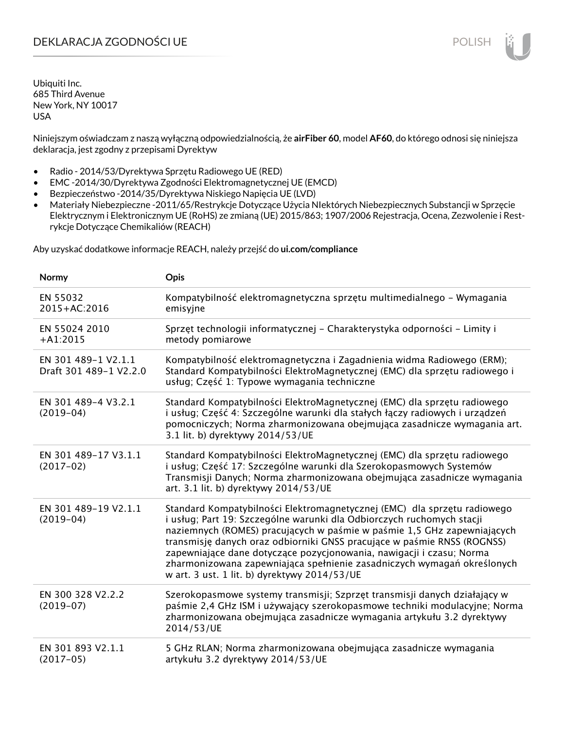# DEKLARACJA ZGODNOŚCI UE

Ubiquiti Inc.
685 Third Avenue
New York, NY 10017
USA

Niniejszym oświadczam z naszą wyłączną odpowiedzialnością, że **airFiber 60**, model **AF60**, do którego odnosi się niniejsza deklaracja, jest zgodny z przepisami Dyrektyw

- Radio - 2014/53/Dyrektywa Sprzętu Radiowego UE (RED)
- EMC -2014/30/Dyrektywa Zgodności Elektromagnetycznej UE (EMCD)
- Bezpieczeństwo -2014/35/Dyrektywa Niskiego Napięcia UE (LVD)
- Materiały Niebezpieczne -2011/65/Restrykcje Dotyczące Użycia NIektórych Niebezpiecznych Substancji w Sprzęcie Elektrycznym i Elektronicznym UE (RoHS) ze zmianą (UE) 2015/863; 1907/2006 Rejestracja, Ocena, Zezwolenie i Restrykcje Dotyczące Chemikaliów (REACH)

Aby uzyskać dodatkowe informacje REACH, należy przejść do **ui.com/compliance**

| Normy | Opis |
|---|---|
| EN 55032 2015+AC:2016 | Kompatybilność elektromagnetyczna sprzętu multimedialnego – Wymagania emisyjne |
| EN 55024 2010 +A1:2015 | Sprzęt technologii informatycznej – Charakterystyka odporności – Limity i metody pomiarowe |
| EN 301 489-1 V2.1.1 Draft 301 489-1 V2.2.0 | Kompatybilność elektromagnetyczna i Zagadnienia widma Radiowego (ERM); Standard Kompatybilności ElektroMagnetycznej (EMC) dla sprzętu radiowego i usług; Część 1: Typowe wymagania techniczne |
| EN 301 489-4 V3.2.1 (2019-04) | Standard Kompatybilności ElektroMagnetycznej (EMC) dla sprzętu radiowego i usług; Część 4: Szczególne warunki dla stałych łączy radiowych i urządzeń pomocniczych; Norma zharmonizowana obejmująca zasadnicze wymagania art. 3.1 lit. b) dyrektywy 2014/53/UE |
| EN 301 489-17 V3.1.1 (2017-02) | Standard Kompatybilności ElektroMagnetycznej (EMC) dla sprzętu radiowego i usług; Część 17: Szczególne warunki dla Szerokopasmowych Systemów Transmisji Danych; Norma zharmonizowana obejmująca zasadnicze wymagania art. 3.1 lit. b) dyrektywy 2014/53/UE |
| EN 301 489-19 V2.1.1 (2019-04) | Standard Kompatybilności Elektromagnetycznej (EMC) dla sprzętu radiowego i usług; Part 19: Szczególne warunki dla Odbiorczych ruchomych stacji naziemnych (ROMES) pracujących w paśmie w paśmie 1,5 GHz zapewniających transmisję danych oraz odbiorniki GNSS pracujące w paśmie RNSS (ROGNSS) zapewniające dane dotyczące pozycjonowania, nawigacji i czasu; Norma zharmonizowana zapewniająca spełnienie zasadniczych wymagań określonych w art. 3 ust. 1 lit. b) dyrektywy 2014/53/UE |
| EN 300 328 V2.2.2 (2019-07) | Szerokopasmowe systemy transmisji; Szprzęt transmisji danych działający w paśmie 2,4 GHz ISM i używający szerokopasmowe techniki modulacyjne; Norma zharmonizowana obejmująca zasadnicze wymagania artykułu 3.2 dyrektywy 2014/53/UE |
| EN 301 893 V2.1.1 (2017-05) | 5 GHz RLAN; Norma zharmonizowana obejmująca zasadnicze wymagania artykułu 3.2 dyrektywy 2014/53/UE |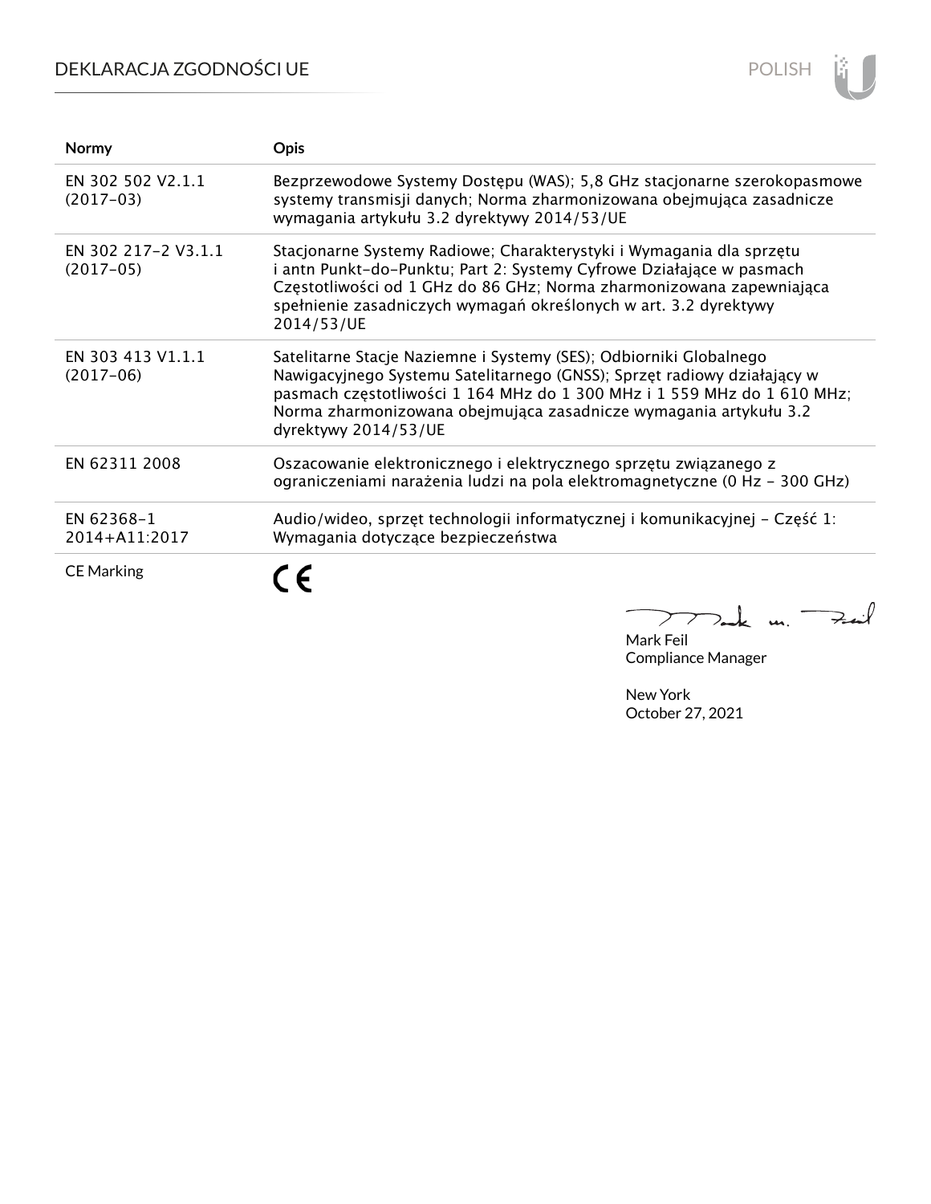# DEKLARACJA ZGODNOŚCI UE

| Normy | Opis |
|---|---|
| EN 302 502 V2.1.1 (2017-03) | Bezprzewodowe Systemy Dostępu (WAS); 5,8 GHz stacjonarne szerokopasmowe systemy transmisji danych; Norma zharmonizowana obejmująca zasadnicze wymagania artykułu 3.2 dyrektywy 2014/53/UE |
| EN 302 217-2 V3.1.1 (2017-05) | Stacjonarne Systemy Radiowe; Charakterystyki i Wymagania dla sprzętu i antn Punkt-do-Punktu; Part 2: Systemy Cyfrowe Działające w pasmach Częstotliwości od 1 GHz do 86 GHz; Norma zharmonizowana zapewniająca spełnienie zasadniczych wymagań określonych w art. 3.2 dyrektywy 2014/53/UE |
| EN 303 413 V1.1.1 (2017-06) | Satelitarne Stacje Naziemne i Systemy (SES); Odbiorniki Globalnego Nawigacyjnego Systemu Satelitarnego (GNSS); Sprzęt radiowy działający w pasmach częstotliwości 1 164 MHz do 1 300 MHz i 1 559 MHz do 1 610 MHz; Norma zharmonizowana obejmująca zasadnicze wymagania artykułu 3.2 dyrektywy 2014/53/UE |
| EN 62311 2008 | Oszacowanie elektronicznego i elektrycznego sprzętu związanego z ograniczeniami narażenia ludzi na pola elektromagnetyczne (0 Hz - 300 GHz) |
| EN 62368-1 2014+A11:2017 | Audio/wideo, sprzęt technologii informatycznej i komunikacyjnej - Część 1: Wymagania dotyczące bezpieczeństwa |
| CE Marking | CE |

Mark Feil
Compliance Manager

New York
October 27, 2021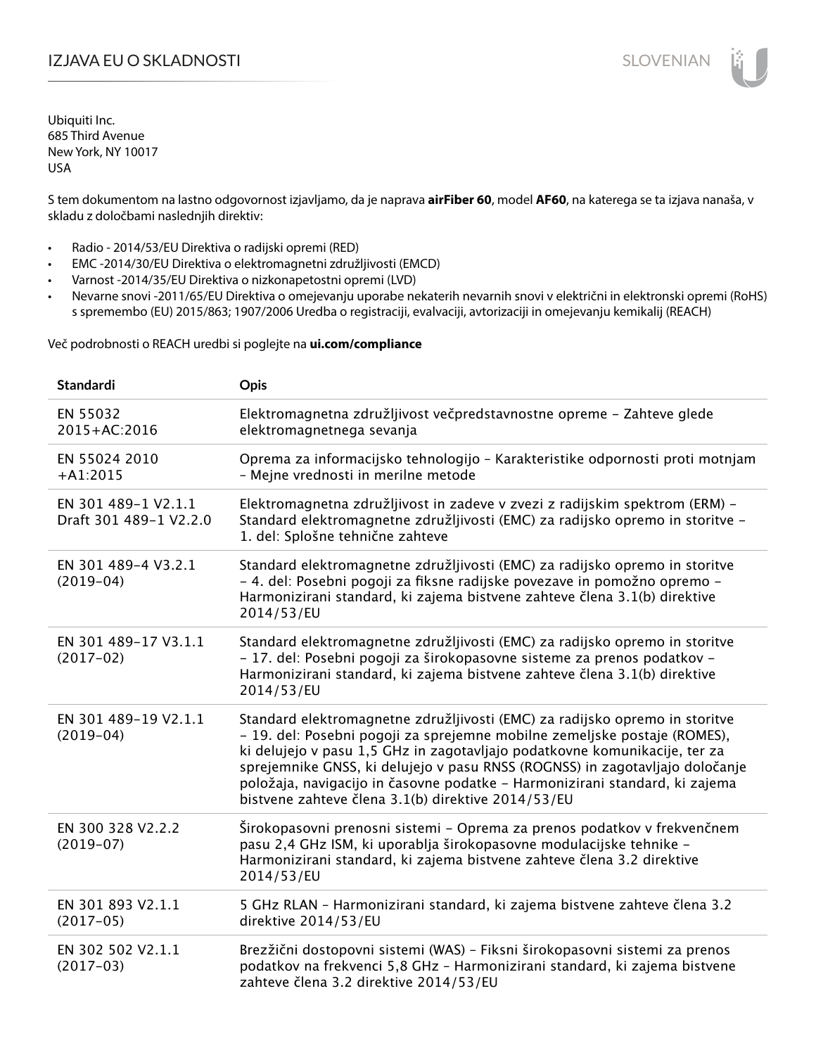# IZJAVA EU O SKLADNOSTI

Ubiquiti Inc.
685 Third Avenue
New York, NY 10017
USA

S tem dokumentom na lastno odgovornost izjavljamo, da je naprava **airFiber 60**, model **AF60**, na katerega se ta izjava nanaša, v skladu z določbami naslednjih direktiv:

- Radio - 2014/53/EU Direktiva o radijski opremi (RED)
- EMC -2014/30/EU Direktiva o elektromagnetni združljivosti (EMCD)
- Varnost -2014/35/EU Direktiva o nizkonapetostni opremi (LVD)
- Nevarne snovi -2011/65/EU Direktiva o omejevanju uporabe nekaterih nevarnih snovi v električni in elektronski opremi (RoHS) s spremembo (EU) 2015/863; 1907/2006 Uredba o registraciji, evalvaciji, avtorizaciji in omejevanju kemikalij (REACH)

Več podrobnosti o REACH uredbi si poglejte na **ui.com/compliance**

| Standardi | Opis |
|---|---|
| EN 55032 2015+AC:2016 | Elektromagnetna združljivost večpredstavnostne opreme – Zahteve glede elektromagnetnega sevanja |
| EN 55024 2010 +A1:2015 | Oprema za informacijsko tehnologijo – Karakteristike odpornosti proti motnjam – Mejne vrednosti in merilne metode |
| EN 301 489-1 V2.1.1 Draft 301 489-1 V2.2.0 | Elektromagnetna združljivost in zadeve v zvezi z radijskim spektrom (ERM) – Standard elektromagnetne združljivosti (EMC) za radijsko opremo in storitve – 1. del: Splošne tehnične zahteve |
| EN 301 489-4 V3.2.1 (2019-04) | Standard elektromagnetne združljivosti (EMC) za radijsko opremo in storitve – 4. del: Posebni pogoji za fiksne radijske povezave in pomožno opremo – Harmonizirani standard, ki zajema bistvene zahteve člena 3.1(b) direktive 2014/53/EU |
| EN 301 489-17 V3.1.1 (2017-02) | Standard elektromagnetne združljivosti (EMC) za radijsko opremo in storitve – 17. del: Posebni pogoji za širokopasovne sisteme za prenos podatkov – Harmonizirani standard, ki zajema bistvene zahteve člena 3.1(b) direktive 2014/53/EU |
| EN 301 489-19 V2.1.1 (2019-04) | Standard elektromagnetne združljivosti (EMC) za radijsko opremo in storitve – 19. del: Posebni pogoji za sprejemne mobilne zemeljske postaje (ROMES), ki delujejo v pasu 1,5 GHz in zagotavljajo podatkovne komunikacije, ter za sprejemnike GNSS, ki delujejo v pasu RNSS (ROGNSS) in zagotavljajo določanje položaja, navigacijo in časovne podatke – Harmonizirani standard, ki zajema bistvene zahteve člena 3.1(b) direktive 2014/53/EU |
| EN 300 328 V2.2.2 (2019-07) | Širokopasovni prenosni sistemi – Oprema za prenos podatkov v frekvenčnem pasu 2,4 GHz ISM, ki uporablja širokopasovne modulacijske tehnike – Harmonizirani standard, ki zajema bistvene zahteve člena 3.2 direktive 2014/53/EU |
| EN 301 893 V2.1.1 (2017-05) | 5 GHz RLAN – Harmonizirani standard, ki zajema bistvene zahteve člena 3.2 direktive 2014/53/EU |
| EN 302 502 V2.1.1 (2017-03) | Brezžični dostopovni sistemi (WAS) – Fiksni širokopasovni sistemi za prenos podatkov na frekvenci 5,8 GHz – Harmonizirani standard, ki zajema bistvene zahteve člena 3.2 direktive 2014/53/EU |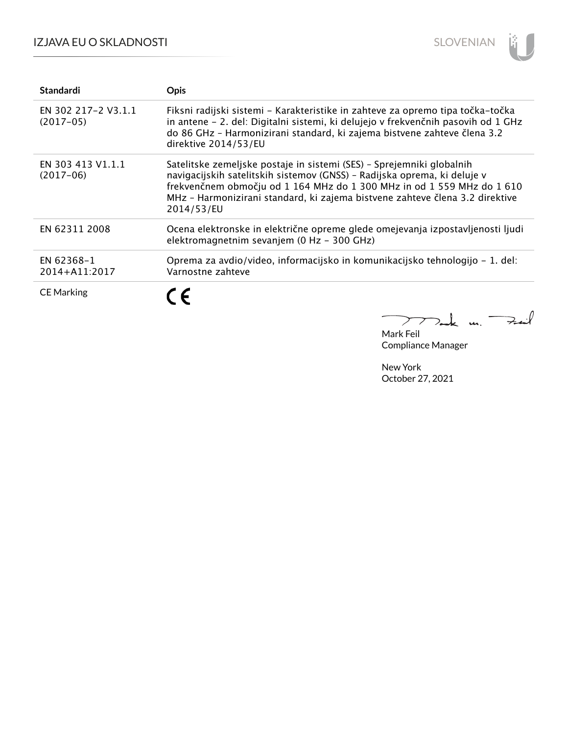| Standardi | Opis |
| --- | --- |
| EN 302 217-2 V3.1.1 (2017-05) | Fiksni radijski sistemi – Karakteristike in zahteve za opremo tipa točka-točka in antene – 2. del: Digitalni sistemi, ki delujejo v frekvenčnih pasovih od 1 GHz do 86 GHz – Harmonizirani standard, ki zajema bistvene zahteve člena 3.2 direktive 2014/53/EU |
| EN 303 413 V1.1.1 (2017-06) | Satelitske zemeljske postaje in sistemi (SES) – Sprejemniki globalnih navigacijskih satelitskih sistemov (GNSS) – Radijska oprema, ki deluje v frekvenčnem območju od 1 164 MHz do 1 300 MHz in od 1 559 MHz do 1 610 MHz – Harmonizirani standard, ki zajema bistvene zahteve člena 3.2 direktive 2014/53/EU |
| EN 62311 2008 | Ocena elektronske in električne opreme glede omejevanja izpostavljenosti ljudi elektromagnetnim sevanjem (0 Hz – 300 GHz) |
| EN 62368-1 2014+A11:2017 | Oprema za avdio/video, informacijsko in komunikacijsko tehnologijo – 1. del: Varnostne zahteve |
| CE Marking | CE |

Mark Feil
Compliance Manager

New York
October 27, 2021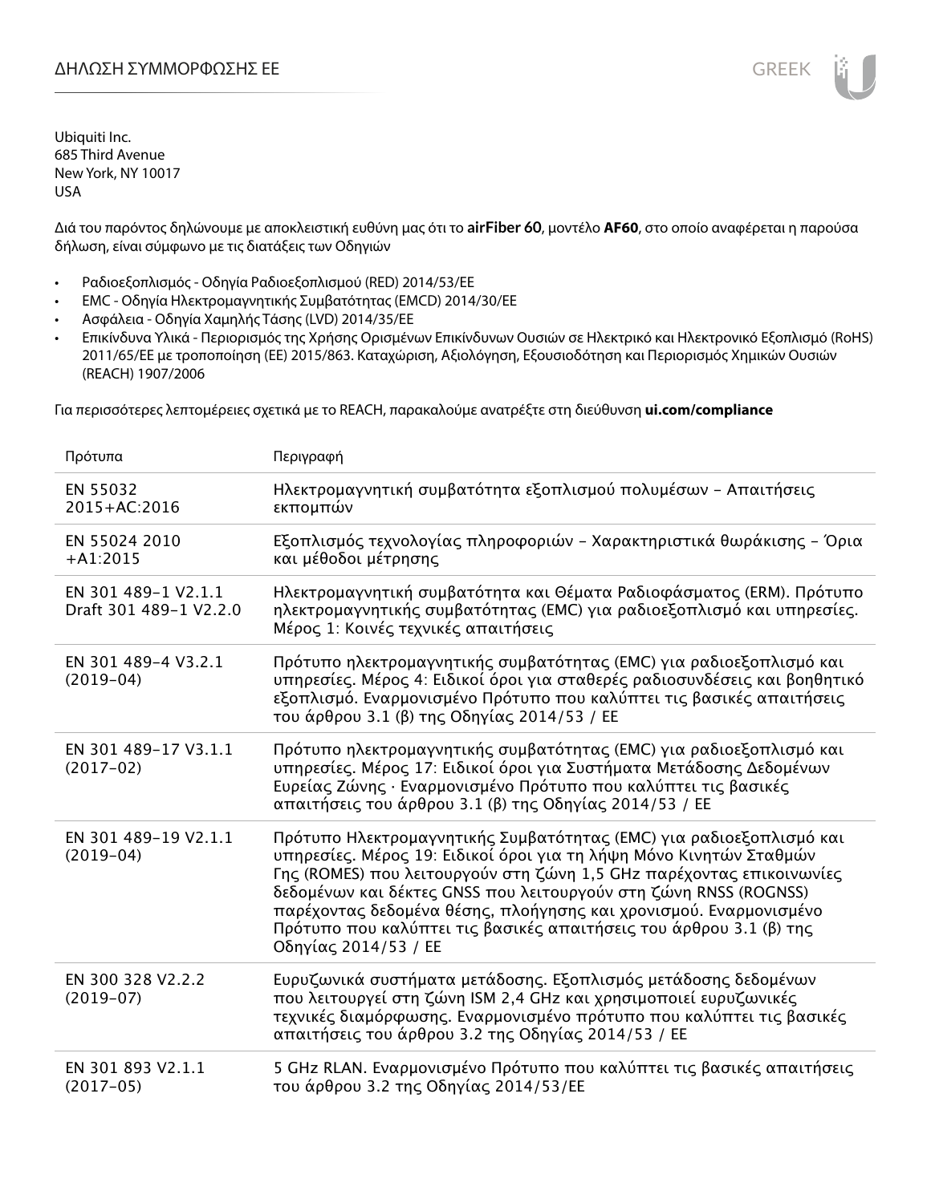# ΔΗΛΩΣΗ ΣΥΜΜΟΡΦΩΣΗΣ ΕΕ

Ubiquiti Inc.
685 Third Avenue
New York, NY 10017
USA

Διά του παρόντος δηλώνουμε με αποκλειστική ευθύνη μας ότι το **airFiber 60**, μοντέλο **AF60**, στο οποίο αναφέρεται η παρούσα δήλωση, είναι σύμφωνο με τις διατάξεις των Οδηγιών

- Ραδιοεξοπλισμός - Οδηγία Ραδιοεξοπλισμού (RED) 2014/53/ΕΕ
- EMC - Οδηγία Ηλεκτρομαγνητικής Συμβατότητας (EMCD) 2014/30/ΕΕ
- Ασφάλεια - Οδηγία Χαμηλής Τάσης (LVD) 2014/35/ΕΕ
- Επικίνδυνα Υλικά - Περιορισμός της Χρήσης Ορισμένων Επικίνδυνων Ουσιών σε Ηλεκτρικό και Ηλεκτρονικό Εξοπλισμό (RoHS) 2011/65/ΕΕ με τροποποίηση (ΕΕ) 2015/863. Καταχώριση, Αξιολόγηση, Εξουσιοδότηση και Περιορισμός Χημικών Ουσιών (REACH) 1907/2006

Για περισσότερες λεπτομέρειες σχετικά με το REACH, παρακαλούμε ανατρέξτε στη διεύθυνση **ui.com/compliance**

| Πρότυπα | Περιγραφή |
|---|---|
| EN 55032 2015+AC:2016 | Ηλεκτρομαγνητική συμβατότητα εξοπλισμού πολυμέσων – Απαιτήσεις εκπομπών |
| EN 55024 2010 +A1:2015 | Εξοπλισμός τεχνολογίας πληροφοριών – Χαρακτηριστικά θωράκισης – Όρια και μέθοδοι μέτρησης |
| EN 301 489-1 V2.1.1 Draft 301 489-1 V2.2.0 | Ηλεκτρομαγνητική συμβατότητα και Θέματα Ραδιοφάσματος (ERM). Πρότυπο ηλεκτρομαγνητικής συμβατότητας (EMC) για ραδιοεξοπλισμό και υπηρεσίες. Μέρος 1: Κοινές τεχνικές απαιτήσεις |
| EN 301 489-4 V3.2.1 (2019-04) | Πρότυπο ηλεκτρομαγνητικής συμβατότητας (EMC) για ραδιοεξοπλισμό και υπηρεσίες. Μέρος 4: Ειδικοί όροι για σταθερές ραδιοσυνδέσεις και βοηθητικό εξοπλισμό. Εναρμονισμένο Πρότυπο που καλύπτει τις βασικές απαιτήσεις του άρθρου 3.1 (β) της Οδηγίας 2014/53 / ΕΕ |
| EN 301 489-17 V3.1.1 (2017-02) | Πρότυπο ηλεκτρομαγνητικής συμβατότητας (EMC) για ραδιοεξοπλισμό και υπηρεσίες. Μέρος 17: Ειδικοί όροι για Συστήματα Μετάδοσης Δεδομένων Ευρείας Ζώνης · Εναρμονισμένο Πρότυπο που καλύπτει τις βασικές απαιτήσεις του άρθρου 3.1 (β) της Οδηγίας 2014/53 / ΕΕ |
| EN 301 489-19 V2.1.1 (2019-04) | Πρότυπο Ηλεκτρομαγνητικής Συμβατότητας (EMC) για ραδιοεξοπλισμό και υπηρεσίες. Μέρος 19: Ειδικοί όροι για τη λήψη Μόνο Κινητών Σταθμών Γης (ROMES) που λειτουργούν στη ζώνη 1,5 GHz παρέχοντας επικοινωνίες δεδομένων και δέκτες GNSS που λειτουργούν στη ζώνη RNSS (ROGNSS) παρέχοντας δεδομένα θέσης, πλοήγησης και χρονισμού. Εναρμονισμένο Πρότυπο που καλύπτει τις βασικές απαιτήσεις του άρθρου 3.1 (β) της Οδηγίας 2014/53 / ΕΕ |
| EN 300 328 V2.2.2 (2019-07) | Ευρυζωνικά συστήματα μετάδοσης. Εξοπλισμός μετάδοσης δεδομένων που λειτουργεί στη ζώνη ISM 2,4 GHz και χρησιμοποιεί ευρυζωνικές τεχνικές διαμόρφωσης. Εναρμονισμένο πρότυπο που καλύπτει τις βασικές απαιτήσεις του άρθρου 3.2 της Οδηγίας 2014/53 / ΕΕ |
| EN 301 893 V2.1.1 (2017-05) | 5 GHz RLAN. Εναρμονισμένο Πρότυπο που καλύπτει τις βασικές απαιτήσεις του άρθρου 3.2 της Οδηγίας 2014/53/ΕΕ |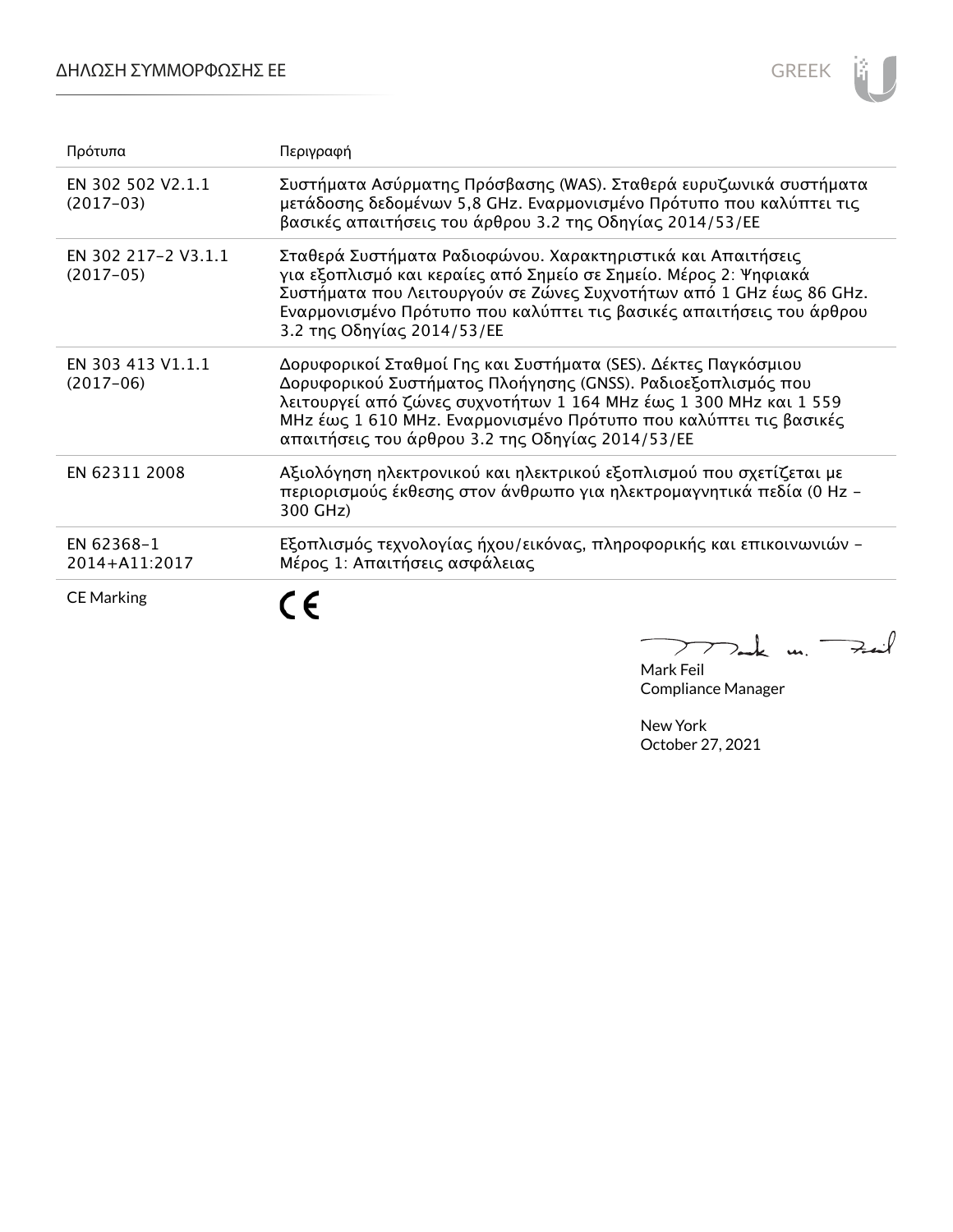| Πρότυπα | Περιγραφή |
| --- | --- |
| EN 302 502 V2.1.1 (2017-03) | Συστήματα Ασύρματης Πρόσβασης (WAS). Σταθερά ευρυζωνικά συστήματα μετάδοσης δεδομένων 5,8 GHz. Εναρμονισμένο Πρότυπο που καλύπτει τις βασικές απαιτήσεις του άρθρου 3.2 της Οδηγίας 2014/53/ΕΕ |
| EN 302 217-2 V3.1.1 (2017-05) | Σταθερά Συστήματα Ραδιοφώνου. Χαρακτηριστικά και Απαιτήσεις για εξοπλισμό και κεραίες από Σημείο σε Σημείο. Μέρος 2: Ψηφιακά Συστήματα που Λειτουργούν σε Ζώνες Συχνοτήτων από 1 GHz έως 86 GHz. Εναρμονισμένο Πρότυπο που καλύπτει τις βασικές απαιτήσεις του άρθρου 3.2 της Οδηγίας 2014/53/ΕΕ |
| EN 303 413 V1.1.1 (2017-06) | Δορυφορικοί Σταθμοί Γης και Συστήματα (SES). Δέκτες Παγκόσμιου Δορυφορικού Συστήματος Πλοήγησης (GNSS). Ραδιοεξοπλισμός που λειτουργεί από ζώνες συχνοτήτων 1 164 MHz έως 1 300 MHz και 1 559 MHz έως 1 610 MHz. Εναρμονισμένο Πρότυπο που καλύπτει τις βασικές απαιτήσεις του άρθρου 3.2 της Οδηγίας 2014/53/ΕΕ |
| EN 62311 2008 | Αξιολόγηση ηλεκτρονικού και ηλεκτρικού εξοπλισμού που σχετίζεται με περιορισμούς έκθεσης στον άνθρωπο για ηλεκτρομαγνητικά πεδία (0 Hz - 300 GHz) |
| EN 62368-1 2014+A11:2017 | Εξοπλισμός τεχνολογίας ήχου/εικόνας, πληροφορικής και επικοινωνιών - Μέρος 1: Απαιτήσεις ασφάλειας |
| CE Marking | CE |

Mark Feil
Compliance Manager

New York
October 27, 2021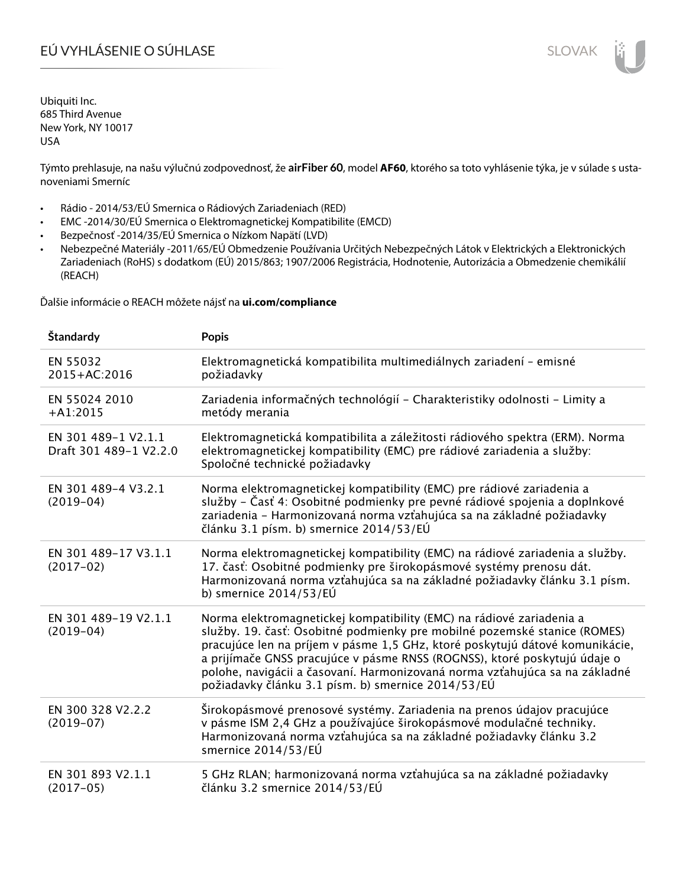# EÚ VYHLÁSENIE O SÚHLASE

Ubiquiti Inc.
685 Third Avenue
New York, NY 10017
USA

Týmto prehlasuje, na našu výlučnú zodpovednosť, že **airFiber 60**, model **AF60**, ktorého sa toto vyhlásenie týka, je v súlade s ustanoveniami Smerníc

- Rádio - 2014/53/EÚ Smernica o Rádiových Zariadeniach (RED)
- EMC -2014/30/EÚ Smernica o Elektromagnetickej Kompatibilite (EMCD)
- Bezpečnosť -2014/35/EÚ Smernica o Nízkom Napätí (LVD)
- Nebezpečné Materiály -2011/65/EÚ Obmedzenie Používania Určitých Nebezpečných Látok v Elektrických a Elektronických Zariadeniach (RoHS) s dodatkom (EÚ) 2015/863; 1907/2006 Registrácia, Hodnotenie, Autorizácia a Obmedzenie chemikálií (REACH)

Ďalšie informácie o REACH môžete nájsť na **ui.com/compliance**

| Štandardy | Popis |
|---|---|
| EN 55032 2015+AC:2016 | Elektromagnetická kompatibilita multimediálnych zariadení – emisné požiadavky |
| EN 55024 2010 +A1:2015 | Zariadenia informačných technológií – Charakteristiky odolnosti – Limity a metódy merania |
| EN 301 489-1 V2.1.1 Draft 301 489-1 V2.2.0 | Elektromagnetická kompatibilita a záležitosti rádiového spektra (ERM). Norma elektromagnetickej kompatibility (EMC) pre rádiové zariadenia a služby: Spoločné technické požiadavky |
| EN 301 489-4 V3.2.1 (2019-04) | Norma elektromagnetickej kompatibility (EMC) pre rádiové zariadenia a služby – Časť 4: Osobitné podmienky pre pevné rádiové spojenia a doplnkové zariadenia – Harmonizovaná norma vzťahujúca sa na základné požiadavky článku 3.1 písm. b) smernice 2014/53/EÚ |
| EN 301 489-17 V3.1.1 (2017-02) | Norma elektromagnetickej kompatibility (EMC) na rádiové zariadenia a služby. 17. časť: Osobitné podmienky pre širokopásmové systémy prenosu dát. Harmonizovaná norma vzťahujúca sa na základné požiadavky článku 3.1 písm. b) smernice 2014/53/EÚ |
| EN 301 489-19 V2.1.1 (2019-04) | Norma elektromagnetickej kompatibility (EMC) na rádiové zariadenia a služby. 19. časť: Osobitné podmienky pre mobilné pozemské stanice (ROMES) pracujúce len na príjem v pásme 1,5 GHz, ktoré poskytujú dátové komunikácie, a prijímače GNSS pracujúce v pásme RNSS (ROGNSS), ktoré poskytujú údaje o polohe, navigácii a časovaní. Harmonizovaná norma vzťahujúca sa na základné požiadavky článku 3.1 písm. b) smernice 2014/53/EÚ |
| EN 300 328 V2.2.2 (2019-07) | Širokopásmové prenosové systémy. Zariadenia na prenos údajov pracujúce v pásme ISM 2,4 GHz a používajúce širokopásmové modulačné techniky. Harmonizovaná norma vzťahujúca sa na základné požiadavky článku 3.2 smernice 2014/53/EÚ |
| EN 301 893 V2.1.1 (2017-05) | 5 GHz RLAN; harmonizovaná norma vzťahujúca sa na základné požiadavky článku 3.2 smernice 2014/53/EÚ |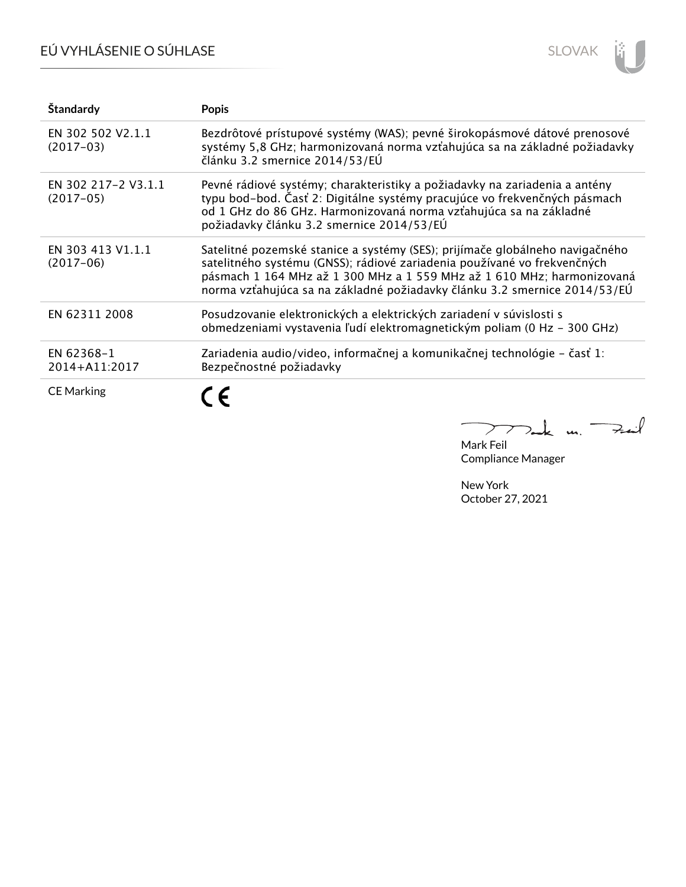| Štandardy | Popis |
| --- | --- |
| EN 302 502 V2.1.1 (2017-03) | Bezdrôtové prístupové systémy (WAS); pevné širokopásmové dátové prenosové systémy 5,8 GHz; harmonizovaná norma vzťahujúca sa na základné požiadavky článku 3.2 smernice 2014/53/EÚ |
| EN 302 217-2 V3.1.1 (2017-05) | Pevné rádiové systémy; charakteristiky a požiadavky na zariadenia a antény typu bod-bod. Časť 2: Digitálne systémy pracujúce vo frekvenčných pásmach od 1 GHz do 86 GHz. Harmonizovaná norma vzťahujúca sa na základné požiadavky článku 3.2 smernice 2014/53/EÚ |
| EN 303 413 V1.1.1 (2017-06) | Satelitné pozemské stanice a systémy (SES); prijímače globálneho navigačného satelitného systému (GNSS); rádiové zariadenia používané vo frekvenčných pásmach 1 164 MHz až 1 300 MHz a 1 559 MHz až 1 610 MHz; harmonizovaná norma vzťahujúca sa na základné požiadavky článku 3.2 smernice 2014/53/EÚ |
| EN 62311 2008 | Posudzovanie elektronických a elektrických zariadení v súvislosti s obmedzeniami vystavenia ľudí elektromagnetickým poliam (0 Hz - 300 GHz) |
| EN 62368-1 2014+A11:2017 | Zariadenia audio/video, informačnej a komunikačnej technológie - časť 1: Bezpečnostné požiadavky |
| CE Marking | CE |

Mark Feil
Compliance Manager

New York
October 27, 2021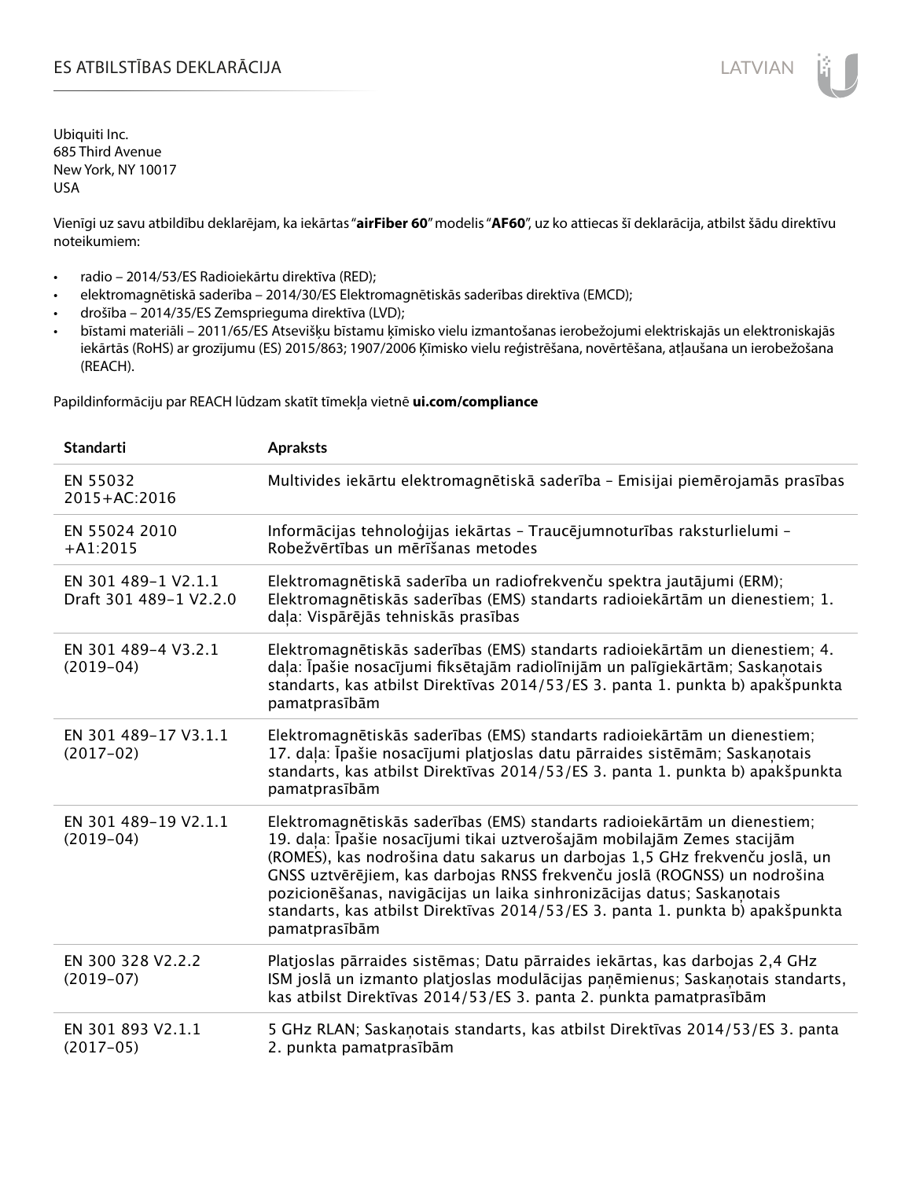# ES ATBILSTĪBAS DEKLARĀCIJA

Ubiquiti Inc.
685 Third Avenue
New York, NY 10017
USA

Vienīgi uz savu atbildību deklarējam, ka iekārtas "**airFiber 60**" modelis "**AF60**", uz ko attiecas šī deklarācija, atbilst šādu direktīvu noteikumiem:

- radio – 2014/53/ES Radioiekārtu direktīva (RED);
- elektromagnētiskā saderība – 2014/30/ES Elektromagnētiskās saderības direktīva (EMCD);
- drošība – 2014/35/ES Zemsprieguma direktīva (LVD);
- bīstami materiāli – 2011/65/ES Atsevišķu bīstamu ķīmisko vielu izmantošanas ierobežojumi elektriskajās un elektroniskajās iekārtās (RoHS) ar grozījumu (ES) 2015/863; 1907/2006 Ķīmisko vielu reģistrēšana, novērtēšana, atļaušana un ierobežošana (REACH).

Papildinformāciju par REACH lūdzam skatīt tīmekļa vietnē **ui.com/compliance**

| Standarti | Apraksts |
|---|---|
| EN 55032 2015+AC:2016 | Multivides iekārtu elektromagnētiskā saderība – Emisijai piemērojamās prasības |
| EN 55024 2010 +A1:2015 | Informācijas tehnoloģijas iekārtas – Traucējumnoturības raksturlielumi – Robežvērtības un mērīšanas metodes |
| EN 301 489-1 V2.1.1 Draft 301 489-1 V2.2.0 | Elektromagnētiskā saderība un radiofrekvenču spektra jautājumi (ERM); Elektromagnētiskās saderības (EMS) standarts radioiekārtām un dienestiem; 1. daļa: Vispārējās tehniskās prasības |
| EN 301 489-4 V3.2.1 (2019-04) | Elektromagnētiskās saderības (EMS) standarts radioiekārtām un dienestiem; 4. daļa: Īpašie nosacījumi fiksētajām radiolīnijām un palīgiekārtām; Saskaņotais standarts, kas atbilst Direktīvas 2014/53/ES 3. panta 1. punkta b) apakšpunkta pamatprasībām |
| EN 301 489-17 V3.1.1 (2017-02) | Elektromagnētiskās saderības (EMS) standarts radioiekārtām un dienestiem; 17. daļa: Īpašie nosacījumi platjoslas datu pārraides sistēmām; Saskaņotais standarts, kas atbilst Direktīvas 2014/53/ES 3. panta 1. punkta b) apakšpunkta pamatprasībām |
| EN 301 489-19 V2.1.1 (2019-04) | Elektromagnētiskās saderības (EMS) standarts radioiekārtām un dienestiem; 19. daļa: Īpašie nosacījumi tikai uztverošajām mobilajām Zemes stacijām (ROMES), kas nodrošina datu sakarus un darbojas 1,5 GHz frekvenču joslā, un GNSS uztvērējiem, kas darbojas RNSS frekvenču joslā (ROGNSS) un nodrošina pozicionēšanas, navigācijas un laika sinhronizācijas datus; Saskaņotais standarts, kas atbilst Direktīvas 2014/53/ES 3. panta 1. punkta b) apakšpunkta pamatprasībām |
| EN 300 328 V2.2.2 (2019-07) | Platjoslas pārraides sistēmas; Datu pārraides iekārtas, kas darbojas 2,4 GHz ISM joslā un izmanto platjoslas modulācijas paņēmienus; Saskaņotais standarts, kas atbilst Direktīvas 2014/53/ES 3. panta 2. punkta pamatprasībām |
| EN 301 893 V2.1.1 (2017-05) | 5 GHz RLAN; Saskaņotais standarts, kas atbilst Direktīvas 2014/53/ES 3. panta 2. punkta pamatprasībām |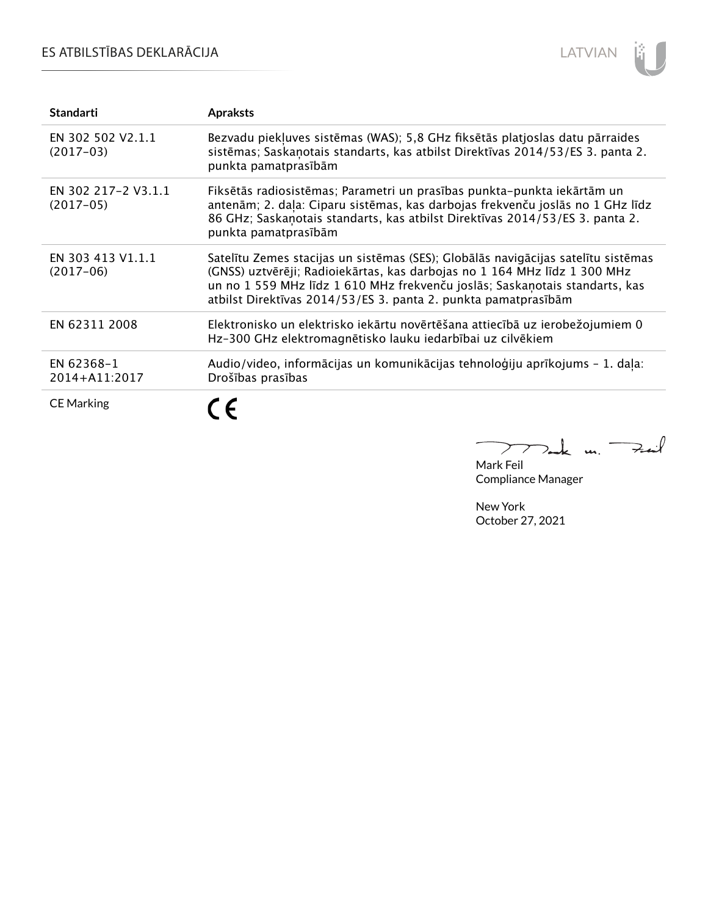# ES ATBILSTĪBAS DEKLARĀCIJA

| Standarti | Apraksts |
|---|---|
| EN 302 502 V2.1.1 (2017-03) | Bezvadu piekļuves sistēmas (WAS); 5,8 GHz fiksētās platjoslas datu pārraides sistēmas; Saskaņotais standarts, kas atbilst Direktīvas 2014/53/ES 3. panta 2. punkta pamatprasībām |
| EN 302 217-2 V3.1.1 (2017-05) | Fiksētās radiosistēmas; Parametri un prasības punkta-punkta iekārtām un antenām; 2. daļa: Ciparu sistēmas, kas darbojas frekvenču joslās no 1 GHz līdz 86 GHz; Saskaņotais standarts, kas atbilst Direktīvas 2014/53/ES 3. panta 2. punkta pamatprasībām |
| EN 303 413 V1.1.1 (2017-06) | Satelītu Zemes stacijas un sistēmas (SES); Globālās navigācijas satelītu sistēmas (GNSS) uztvērēji; Radioiekārtas, kas darbojas no 1 164 MHz līdz 1 300 MHz un no 1 559 MHz līdz 1 610 MHz frekvenču joslās; Saskaņotais standarts, kas atbilst Direktīvas 2014/53/ES 3. panta 2. punkta pamatprasībām |
| EN 62311 2008 | Elektronisko un elektrisko iekārtu novērtēšana attiecībā uz ierobežojumiem 0 Hz-300 GHz elektromagnētisko lauku iedarbībai uz cilvēkiem |
| EN 62368-1 2014+A11:2017 | Audio/video, informācijas un komunikācijas tehnoloģiju aprīkojums - 1. daļa: Drošības prasības |
| CE Marking | CE |

Mark Feil
Compliance Manager

New York
October 27, 2021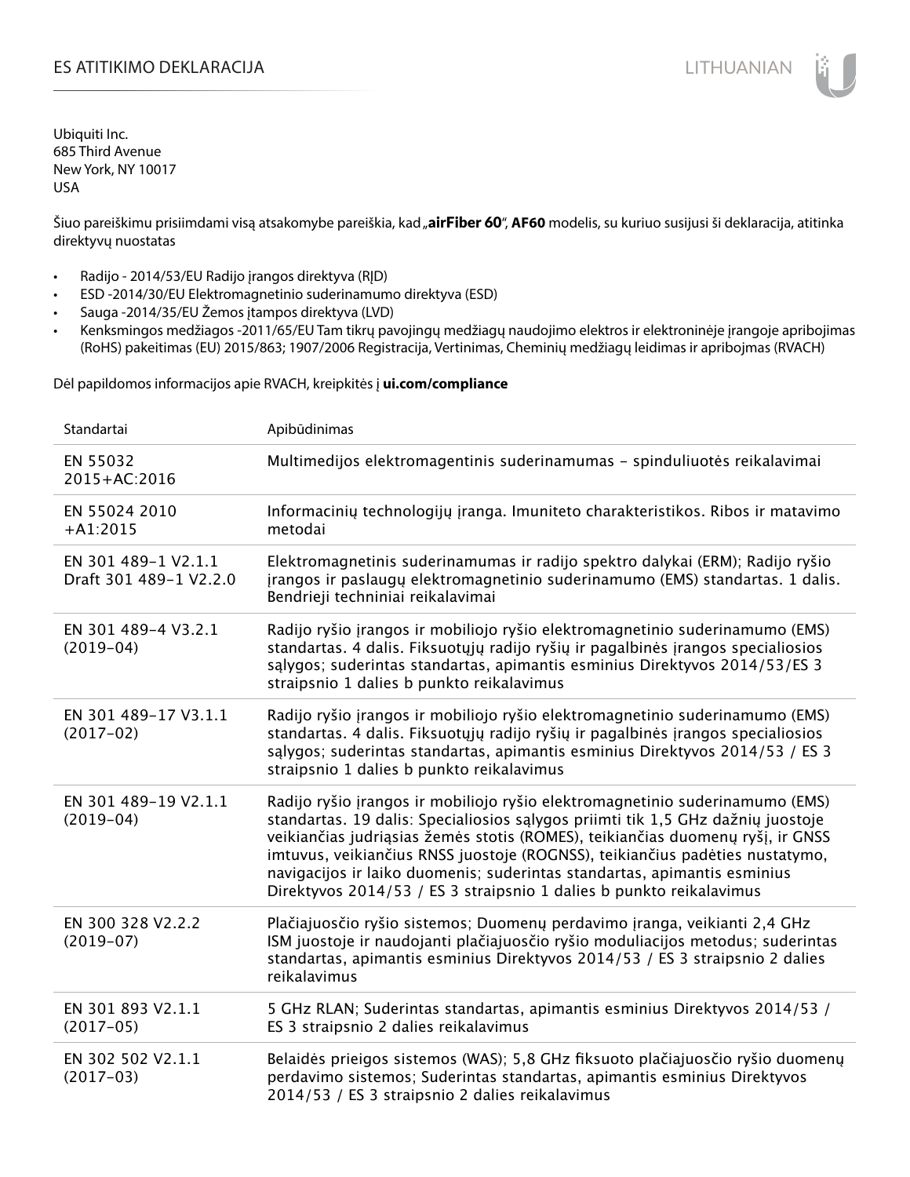# ES ATITIKIMO DEKLARACIJA

Ubiquiti Inc.
685 Third Avenue
New York, NY 10017
USA

Šiuo pareiškimu prisiimdami visą atsakomybe pareiškia, kad „**airFiber 60**", **AF60** modelis, su kuriuo susijusi ši deklaracija, atitinka direktyvų nuostatas

- Radijo - 2014/53/EU Radijo įrangos direktyva (RĮD)
- ESD -2014/30/EU Elektromagnetinio suderinamumo direktyva (ESD)
- Sauga -2014/35/EU Žemos įtampos direktyva (LVD)
- Kenksmingos medžiagos -2011/65/EU Tam tikrų pavojingų medžiagų naudojimo elektros ir elektroninėje įrangoje apribojimas (RoHS) pakeitimas (EU) 2015/863; 1907/2006 Registracija, Vertinimas, Cheminių medžiagų leidimas ir apribojmas (RVACH)

Dėl papildomos informacijos apie RVACH, kreipkitės į **ui.com/compliance**

| Standartai | Apibūdinimas |
|---|---|
| EN 55032 2015+AC:2016 | Multimedijos elektromagentinis suderinamumas – spinduliuotės reikalavimai |
| EN 55024 2010 +A1:2015 | Informacinių technologijų įranga. Imuniteto charakteristikos. Ribos ir matavimo metodai |
| EN 301 489-1 V2.1.1 Draft 301 489-1 V2.2.0 | Elektromagnetinis suderinamumas ir radijo spektro dalykai (ERM); Radijo ryšio įrangos ir paslaugų elektromagnetinio suderinamumo (EMS) standartas. 1 dalis. Bendrieji techniniai reikalavimai |
| EN 301 489-4 V3.2.1 (2019-04) | Radijo ryšio įrangos ir mobiliojo ryšio elektromagnetinio suderinamumo (EMS) standartas. 4 dalis. Fiksuotųjų radijo ryšių ir pagalbinės įrangos specialiosios sąlygos; suderintas standartas, apimantis esminius Direktyvos 2014/53/ES 3 straipsnio 1 dalies b punkto reikalavimus |
| EN 301 489-17 V3.1.1 (2017-02) | Radijo ryšio įrangos ir mobiliojo ryšio elektromagnetinio suderinamumo (EMS) standartas. 4 dalis. Fiksuotųjų radijo ryšių ir pagalbinės įrangos specialiosios sąlygos; suderintas standartas, apimantis esminius Direktyvos 2014/53 / ES 3 straipsnio 1 dalies b punkto reikalavimus |
| EN 301 489-19 V2.1.1 (2019-04) | Radijo ryšio įrangos ir mobiliojo ryšio elektromagnetinio suderinamumo (EMS) standartas. 19 dalis: Specialiosios sąlygos priimti tik 1,5 GHz dažnių juostoje veikiančias judriąsias žemės stotis (ROMES), teikiančias duomenų ryšį, ir GNSS imtuvus, veikiančius RNSS juostoje (ROGNSS), teikiančius padėties nustatymo, navigacijos ir laiko duomenis; suderintas standartas, apimantis esminius Direktyvos 2014/53 / ES 3 straipsnio 1 dalies b punkto reikalavimus |
| EN 300 328 V2.2.2 (2019-07) | Plačiajuosčio ryšio sistemos; Duomenų perdavimo įranga, veikianti 2,4 GHz ISM juostoje ir naudojanti plačiajuosčio ryšio moduliacijos metodus; suderintas standartas, apimantis esminius Direktyvos 2014/53 / ES 3 straipsnio 2 dalies reikalavimus |
| EN 301 893 V2.1.1 (2017-05) | 5 GHz RLAN; Suderintas standartas, apimantis esminius Direktyvos 2014/53 / ES 3 straipsnio 2 dalies reikalavimus |
| EN 302 502 V2.1.1 (2017-03) | Belaidės prieigos sistemos (WAS); 5,8 GHz fiksuoto plačiajuosčio ryšio duomenų perdavimo sistemos; Suderintas standartas, apimantis esminius Direktyvos 2014/53 / ES 3 straipsnio 2 dalies reikalavimus |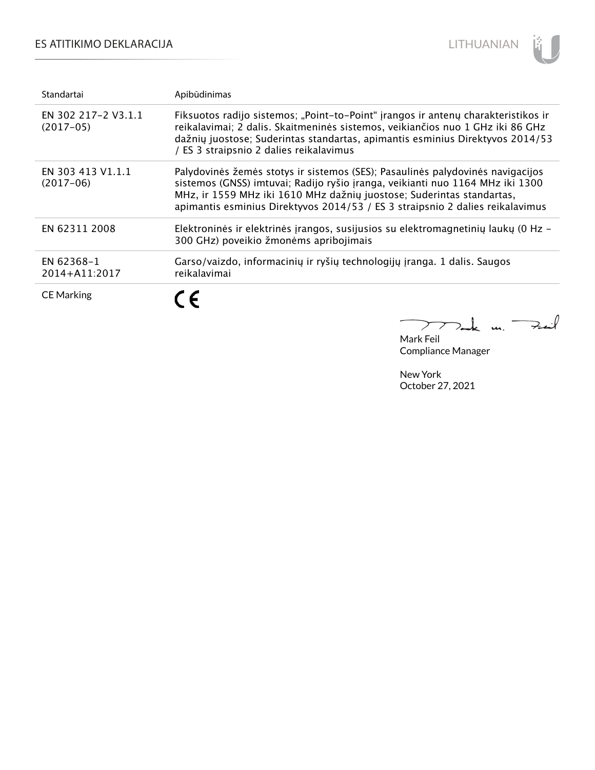| Standartai | Apibūdinimas |
|---|---|
| EN 302 217-2 V3.1.1 (2017-05) | Fiksuotos radijo sistemos; „Point-to-Point“ įrangos ir antenų charakteristikos ir reikalavimai; 2 dalis. Skaitmeninės sistemos, veikiančios nuo 1 GHz iki 86 GHz dažnių juostose; Suderintas standartas, apimantis esminius Direktyvos 2014/53 / ES 3 straipsnio 2 dalies reikalavimus |
| EN 303 413 V1.1.1 (2017-06) | Palydovinės žemės stotys ir sistemos (SES); Pasaulinės palydovinės navigacijos sistemos (GNSS) imtuvai; Radijo ryšio įranga, veikianti nuo 1164 MHz iki 1300 MHz, ir 1559 MHz iki 1610 MHz dažnių juostose; Suderintas standartas, apimantis esminius Direktyvos 2014/53 / ES 3 straipsnio 2 dalies reikalavimus |
| EN 62311 2008 | Elektroninės ir elektrinės įrangos, susijusios su elektromagnetinių laukų (0 Hz - 300 GHz) poveikio žmonėms apribojimais |
| EN 62368-1 2014+A11:2017 | Garso/vaizdo, informacinių ir ryšių technologijų įranga. 1 dalis. Saugos reikalavimai |
| CE Marking | CE |

Mark Feil
Compliance Manager

New York
October 27, 2021